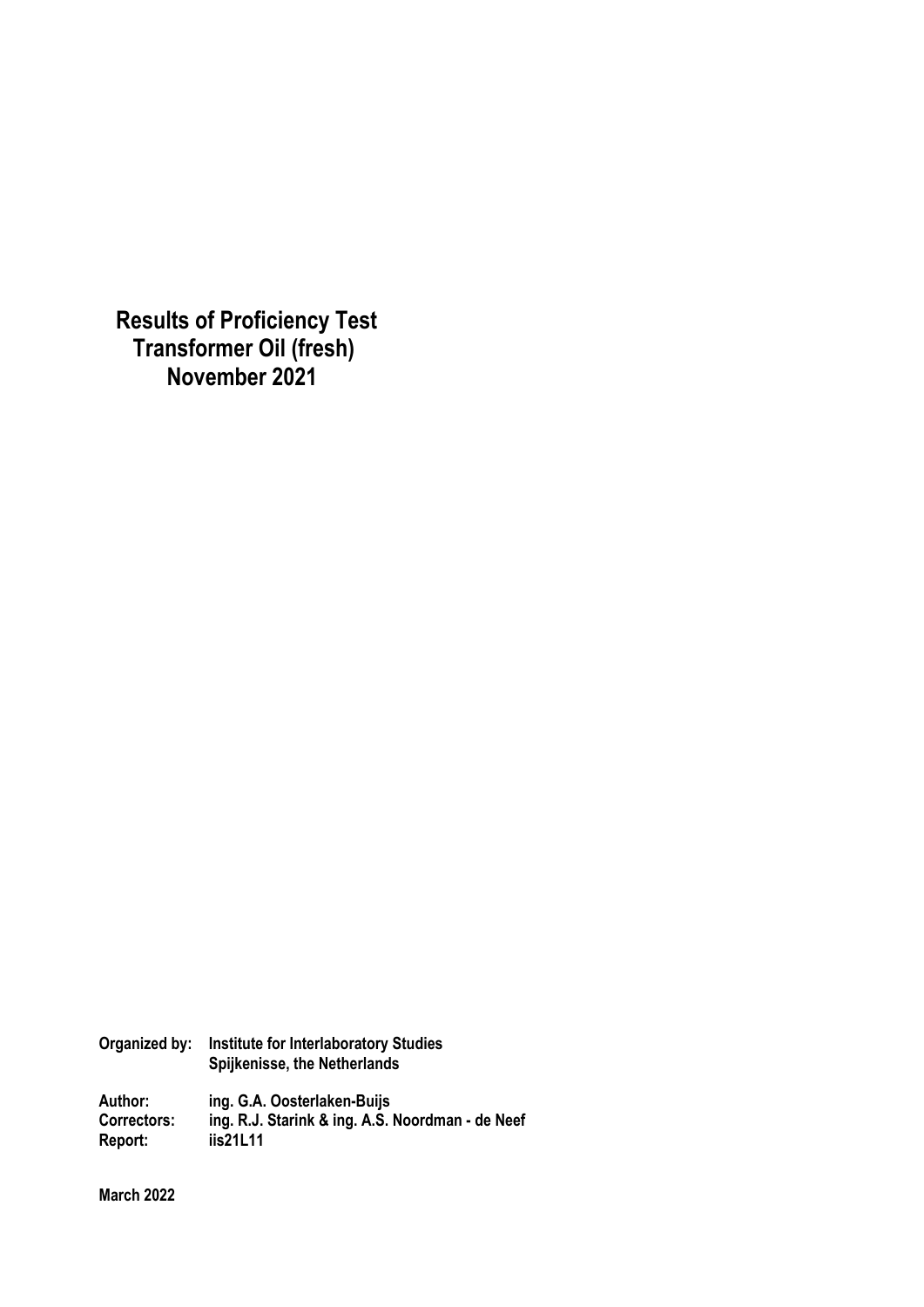# Results of Proficiency Test
# Transformer Oil (fresh)
# November 2021

**Organized by:** Institute for Interlaboratory Studies
Spijkenisse, the Netherlands

**Author:** ing. G.A. Oosterlaken-Buijs
**Correctors:** ing. R.J. Starink & ing. A.S. Noordman - de Neef
**Report:** iis21L11

**March 2022**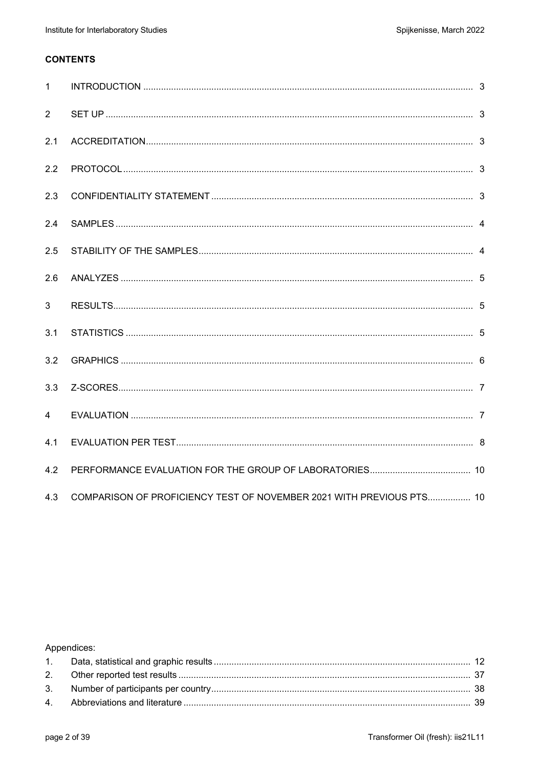**CONTENTS**

| | | |
|---|---|---|
| 1 | INTRODUCTION | 3 |
| 2 | SET UP | 3 |
| 2.1 | ACCREDITATION | 3 |
| 2.2 | PROTOCOL | 3 |
| 2.3 | CONFIDENTIALITY STATEMENT | 3 |
| 2.4 | SAMPLES | 4 |
| 2.5 | STABILITY OF THE SAMPLES | 4 |
| 2.6 | ANALYZES | 5 |
| 3 | RESULTS | 5 |
| 3.1 | STATISTICS | 5 |
| 3.2 | GRAPHICS | 6 |
| 3.3 | Z-SCORES | 7 |
| 4 | EVALUATION | 7 |
| 4.1 | EVALUATION PER TEST | 8 |
| 4.2 | PERFORMANCE EVALUATION FOR THE GROUP OF LABORATORIES | 10 |
| 4.3 | COMPARISON OF PROFICIENCY TEST OF NOVEMBER 2021 WITH PREVIOUS PTS | 10 |

Appendices:

| | | |
|---|---|---|
| 1. | Data, statistical and graphic results | 12 |
| 2. | Other reported test results | 37 |
| 3. | Number of participants per country | 38 |
| 4. | Abbreviations and literature | 39 |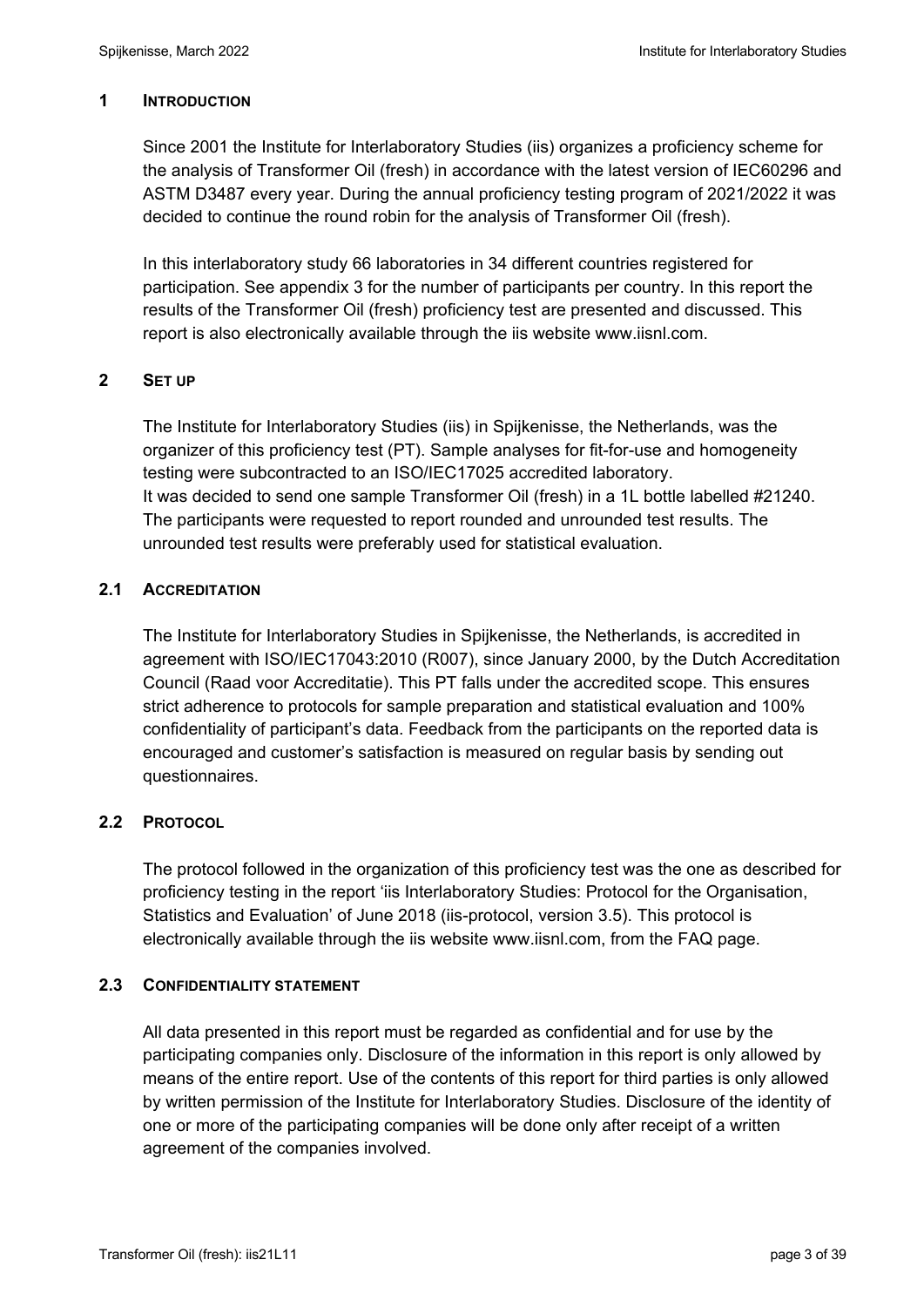## 1 INTRODUCTION

Since 2001 the Institute for Interlaboratory Studies (iis) organizes a proficiency scheme for the analysis of Transformer Oil (fresh) in accordance with the latest version of IEC60296 and ASTM D3487 every year. During the annual proficiency testing program of 2021/2022 it was decided to continue the round robin for the analysis of Transformer Oil (fresh).

In this interlaboratory study 66 laboratories in 34 different countries registered for participation. See appendix 3 for the number of participants per country. In this report the results of the Transformer Oil (fresh) proficiency test are presented and discussed. This report is also electronically available through the iis website www.iisnl.com.

## 2 SET UP

The Institute for Interlaboratory Studies (iis) in Spijkenisse, the Netherlands, was the organizer of this proficiency test (PT). Sample analyses for fit-for-use and homogeneity testing were subcontracted to an ISO/IEC17025 accredited laboratory.
It was decided to send one sample Transformer Oil (fresh) in a 1L bottle labelled #21240. The participants were requested to report rounded and unrounded test results. The unrounded test results were preferably used for statistical evaluation.

### 2.1 ACCREDITATION

The Institute for Interlaboratory Studies in Spijkenisse, the Netherlands, is accredited in agreement with ISO/IEC17043:2010 (R007), since January 2000, by the Dutch Accreditation Council (Raad voor Accreditatie). This PT falls under the accredited scope. This ensures strict adherence to protocols for sample preparation and statistical evaluation and 100% confidentiality of participant's data. Feedback from the participants on the reported data is encouraged and customer's satisfaction is measured on regular basis by sending out questionnaires.

### 2.2 PROTOCOL

The protocol followed in the organization of this proficiency test was the one as described for proficiency testing in the report 'iis Interlaboratory Studies: Protocol for the Organisation, Statistics and Evaluation' of June 2018 (iis-protocol, version 3.5). This protocol is electronically available through the iis website www.iisnl.com, from the FAQ page.

### 2.3 CONFIDENTIALITY STATEMENT

All data presented in this report must be regarded as confidential and for use by the participating companies only. Disclosure of the information in this report is only allowed by means of the entire report. Use of the contents of this report for third parties is only allowed by written permission of the Institute for Interlaboratory Studies. Disclosure of the identity of one or more of the participating companies will be done only after receipt of a written agreement of the companies involved.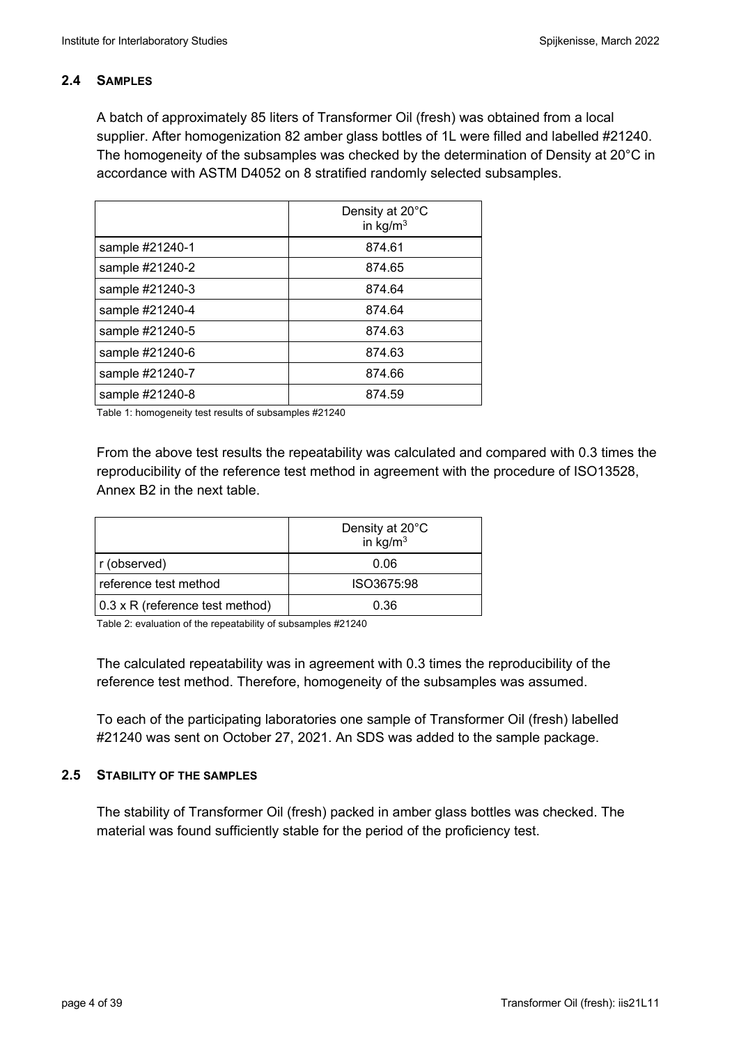### 2.4 SAMPLES

A batch of approximately 85 liters of Transformer Oil (fresh) was obtained from a local supplier. After homogenization 82 amber glass bottles of 1L were filled and labelled #21240. The homogeneity of the subsamples was checked by the determination of Density at 20°C in accordance with ASTM D4052 on 8 stratified randomly selected subsamples.

| | Density at 20°C in $kg/m^3$ |
|---|---|
| sample #21240-1 | 874.61 |
| sample #21240-2 | 874.65 |
| sample #21240-3 | 874.64 |
| sample #21240-4 | 874.64 |
| sample #21240-5 | 874.63 |
| sample #21240-6 | 874.63 |
| sample #21240-7 | 874.66 |
| sample #21240-8 | 874.59 |

Table 1: homogeneity test results of subsamples #21240

From the above test results the repeatability was calculated and compared with 0.3 times the reproducibility of the reference test method in agreement with the procedure of ISO13528, Annex B2 in the next table.

| | Density at 20°C in $kg/m^3$ |
|---|---|
| r (observed) | 0.06 |
| reference test method | ISO3675:98 |
| 0.3 x R (reference test method) | 0.36 |

Table 2: evaluation of the repeatability of subsamples #21240

The calculated repeatability was in agreement with 0.3 times the reproducibility of the reference test method. Therefore, homogeneity of the subsamples was assumed.

To each of the participating laboratories one sample of Transformer Oil (fresh) labelled #21240 was sent on October 27, 2021. An SDS was added to the sample package.

### 2.5 STABILITY OF THE SAMPLES

The stability of Transformer Oil (fresh) packed in amber glass bottles was checked. The material was found sufficiently stable for the period of the proficiency test.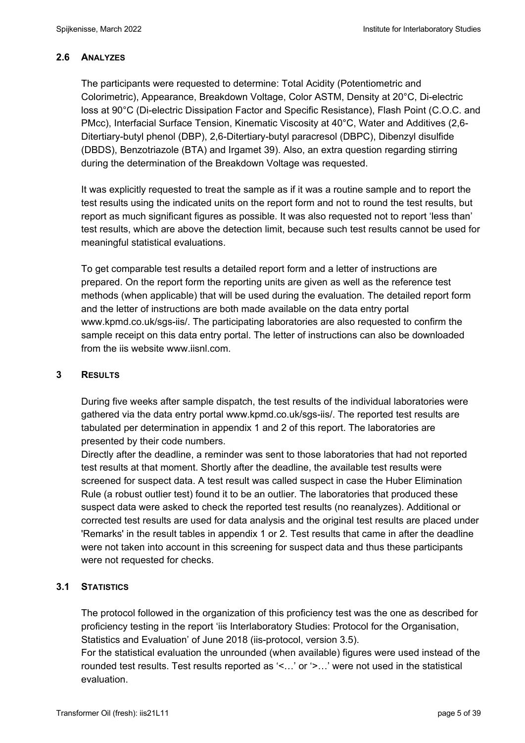### 2.6 ANALYZES

The participants were requested to determine: Total Acidity (Potentiometric and Colorimetric), Appearance, Breakdown Voltage, Color ASTM, Density at 20°C, Di-electric loss at 90°C (Di-electric Dissipation Factor and Specific Resistance), Flash Point (C.O.C. and PMcc), Interfacial Surface Tension, Kinematic Viscosity at 40°C, Water and Additives (2,6-Ditertiary-butyl phenol (DBP), 2,6-Ditertiary-butyl paracresol (DBPC), Dibenzyl disulfide (DBDS), Benzotriazole (BTA) and Irgamet 39). Also, an extra question regarding stirring during the determination of the Breakdown Voltage was requested.

It was explicitly requested to treat the sample as if it was a routine sample and to report the test results using the indicated units on the report form and not to round the test results, but report as much significant figures as possible. It was also requested not to report 'less than' test results, which are above the detection limit, because such test results cannot be used for meaningful statistical evaluations.

To get comparable test results a detailed report form and a letter of instructions are prepared. On the report form the reporting units are given as well as the reference test methods (when applicable) that will be used during the evaluation. The detailed report form and the letter of instructions are both made available on the data entry portal www.kpmd.co.uk/sgs-iis/. The participating laboratories are also requested to confirm the sample receipt on this data entry portal. The letter of instructions can also be downloaded from the iis website www.iisnl.com.

## 3 RESULTS

During five weeks after sample dispatch, the test results of the individual laboratories were gathered via the data entry portal www.kpmd.co.uk/sgs-iis/. The reported test results are tabulated per determination in appendix 1 and 2 of this report. The laboratories are presented by their code numbers.
Directly after the deadline, a reminder was sent to those laboratories that had not reported test results at that moment. Shortly after the deadline, the available test results were screened for suspect data. A test result was called suspect in case the Huber Elimination Rule (a robust outlier test) found it to be an outlier. The laboratories that produced these suspect data were asked to check the reported test results (no reanalyzes). Additional or corrected test results are used for data analysis and the original test results are placed under 'Remarks' in the result tables in appendix 1 or 2. Test results that came in after the deadline were not taken into account in this screening for suspect data and thus these participants were not requested for checks.

### 3.1 STATISTICS

The protocol followed in the organization of this proficiency test was the one as described for proficiency testing in the report 'iis Interlaboratory Studies: Protocol for the Organisation, Statistics and Evaluation' of June 2018 (iis-protocol, version 3.5).
For the statistical evaluation the unrounded (when available) figures were used instead of the rounded test results. Test results reported as '<…' or '>…' were not used in the statistical evaluation.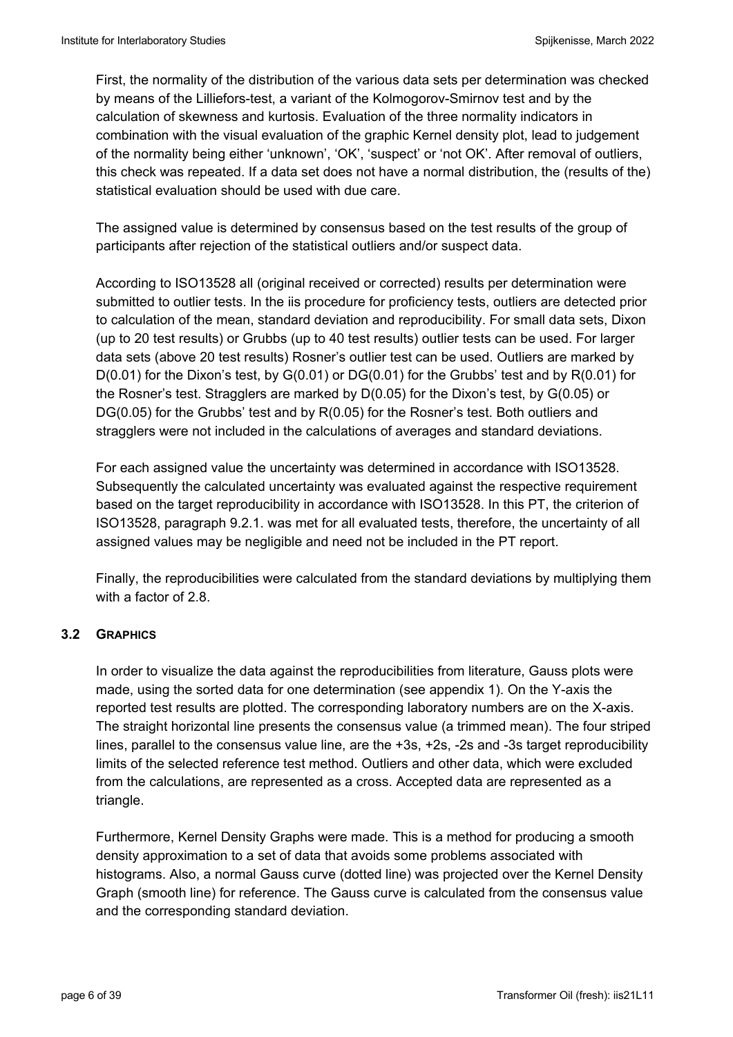First, the normality of the distribution of the various data sets per determination was checked by means of the Lilliefors-test, a variant of the Kolmogorov-Smirnov test and by the calculation of skewness and kurtosis. Evaluation of the three normality indicators in combination with the visual evaluation of the graphic Kernel density plot, lead to judgement of the normality being either 'unknown', 'OK', 'suspect' or 'not OK'. After removal of outliers, this check was repeated. If a data set does not have a normal distribution, the (results of the) statistical evaluation should be used with due care.

The assigned value is determined by consensus based on the test results of the group of participants after rejection of the statistical outliers and/or suspect data.

According to ISO13528 all (original received or corrected) results per determination were submitted to outlier tests. In the iis procedure for proficiency tests, outliers are detected prior to calculation of the mean, standard deviation and reproducibility. For small data sets, Dixon (up to 20 test results) or Grubbs (up to 40 test results) outlier tests can be used. For larger data sets (above 20 test results) Rosner's outlier test can be used. Outliers are marked by D(0.01) for the Dixon's test, by G(0.01) or DG(0.01) for the Grubbs' test and by R(0.01) for the Rosner's test. Stragglers are marked by D(0.05) for the Dixon's test, by G(0.05) or DG(0.05) for the Grubbs' test and by R(0.05) for the Rosner's test. Both outliers and stragglers were not included in the calculations of averages and standard deviations.

For each assigned value the uncertainty was determined in accordance with ISO13528. Subsequently the calculated uncertainty was evaluated against the respective requirement based on the target reproducibility in accordance with ISO13528. In this PT, the criterion of ISO13528, paragraph 9.2.1. was met for all evaluated tests, therefore, the uncertainty of all assigned values may be negligible and need not be included in the PT report.

Finally, the reproducibilities were calculated from the standard deviations by multiplying them with a factor of 2.8.

### 3.2 GRAPHICS

In order to visualize the data against the reproducibilities from literature, Gauss plots were made, using the sorted data for one determination (see appendix 1). On the Y-axis the reported test results are plotted. The corresponding laboratory numbers are on the X-axis. The straight horizontal line presents the consensus value (a trimmed mean). The four striped lines, parallel to the consensus value line, are the +3s, +2s, -2s and -3s target reproducibility limits of the selected reference test method. Outliers and other data, which were excluded from the calculations, are represented as a cross. Accepted data are represented as a triangle.

Furthermore, Kernel Density Graphs were made. This is a method for producing a smooth density approximation to a set of data that avoids some problems associated with histograms. Also, a normal Gauss curve (dotted line) was projected over the Kernel Density Graph (smooth line) for reference. The Gauss curve is calculated from the consensus value and the corresponding standard deviation.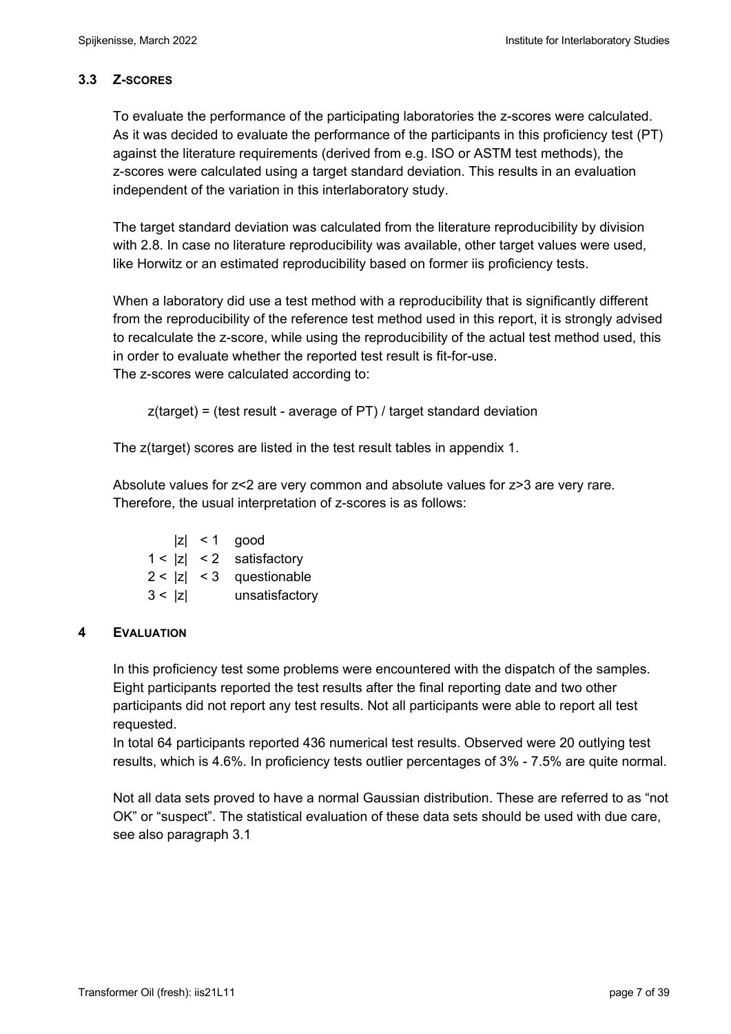### 3.3 Z-SCORES

To evaluate the performance of the participating laboratories the z-scores were calculated. As it was decided to evaluate the performance of the participants in this proficiency test (PT) against the literature requirements (derived from e.g. ISO or ASTM test methods), the z-scores were calculated using a target standard deviation. This results in an evaluation independent of the variation in this interlaboratory study.

The target standard deviation was calculated from the literature reproducibility by division with 2.8. In case no literature reproducibility was available, other target values were used, like Horwitz or an estimated reproducibility based on former iis proficiency tests.

When a laboratory did use a test method with a reproducibility that is significantly different from the reproducibility of the reference test method used in this report, it is strongly advised to recalculate the z-score, while using the reproducibility of the actual test method used, this in order to evaluate whether the reported test result is fit-for-use.
The z-scores were calculated according to:

$$z_{(target)} = (\text{test result} - \text{average of PT}) / \text{target standard deviation}$$

The $z_{(target)}$ scores are listed in the test result tables in appendix 1.

Absolute values for $z<2$ are very common and absolute values for $z>3$ are very rare. Therefore, the usual interpretation of z-scores is as follows:

| | |
|---|---|
| $\|z\| < 1$ | good |
| $1 < \|z\| < 2$ | satisfactory |
| $2 < \|z\| < 3$ | questionable |
| $3 < \|z\|$ | unsatisfactory |

## 4 EVALUATION

In this proficiency test some problems were encountered with the dispatch of the samples. Eight participants reported the test results after the final reporting date and two other participants did not report any test results. Not all participants were able to report all test requested.
In total 64 participants reported 436 numerical test results. Observed were 20 outlying test results, which is 4.6%. In proficiency tests outlier percentages of 3% - 7.5% are quite normal.

Not all data sets proved to have a normal Gaussian distribution. These are referred to as "not OK" or "suspect". The statistical evaluation of these data sets should be used with due care, see also paragraph 3.1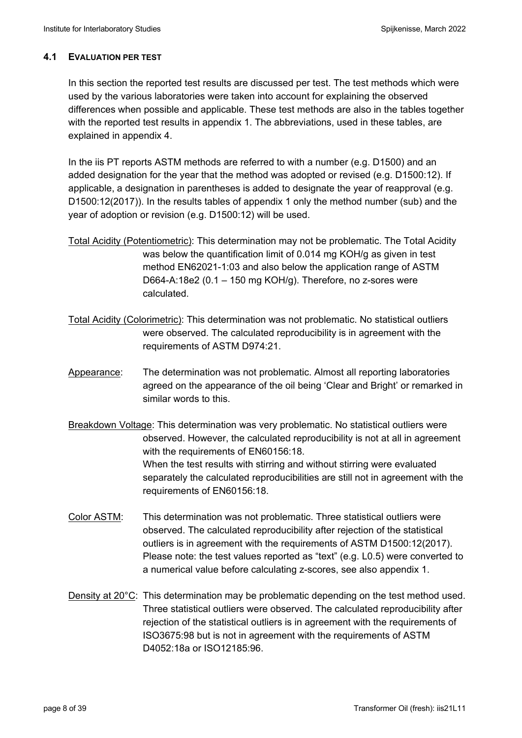### 4.1 EVALUATION PER TEST

In this section the reported test results are discussed per test. The test methods which were used by the various laboratories were taken into account for explaining the observed differences when possible and applicable. These test methods are also in the tables together with the reported test results in appendix 1. The abbreviations, used in these tables, are explained in appendix 4.

In the iis PT reports ASTM methods are referred to with a number (e.g. D1500) and an added designation for the year that the method was adopted or revised (e.g. D1500:12). If applicable, a designation in parentheses is added to designate the year of reapproval (e.g. D1500:12(2017)). In the results tables of appendix 1 only the method number (sub) and the year of adoption or revision (e.g. D1500:12) will be used.

<u>Total Acidity (Potentiometric)</u>: This determination may not be problematic. The Total Acidity was below the quantification limit of 0.014 mg KOH/g as given in test method EN62021-1:03 and also below the application range of ASTM D664-A:18e2 (0.1 – 150 mg KOH/g). Therefore, no z-sores were calculated.

<u>Total Acidity (Colorimetric)</u>: This determination was not problematic. No statistical outliers were observed. The calculated reproducibility is in agreement with the requirements of ASTM D974:21.

<u>Appearance</u>: The determination was not problematic. Almost all reporting laboratories agreed on the appearance of the oil being 'Clear and Bright' or remarked in similar words to this.

<u>Breakdown Voltage</u>: This determination was very problematic. No statistical outliers were observed. However, the calculated reproducibility is not at all in agreement with the requirements of EN60156:18.
When the test results with stirring and without stirring were evaluated separately the calculated reproducibilities are still not in agreement with the requirements of EN60156:18.

<u>Color ASTM</u>: This determination was not problematic. Three statistical outliers were observed. The calculated reproducibility after rejection of the statistical outliers is in agreement with the requirements of ASTM D1500:12(2017). Please note: the test values reported as "text" (e.g. L0.5) were converted to a numerical value before calculating z-scores, see also appendix 1.

<u>Density at 20°C</u>: This determination may be problematic depending on the test method used. Three statistical outliers were observed. The calculated reproducibility after rejection of the statistical outliers is in agreement with the requirements of ISO3675:98 but is not in agreement with the requirements of ASTM D4052:18a or ISO12185:96.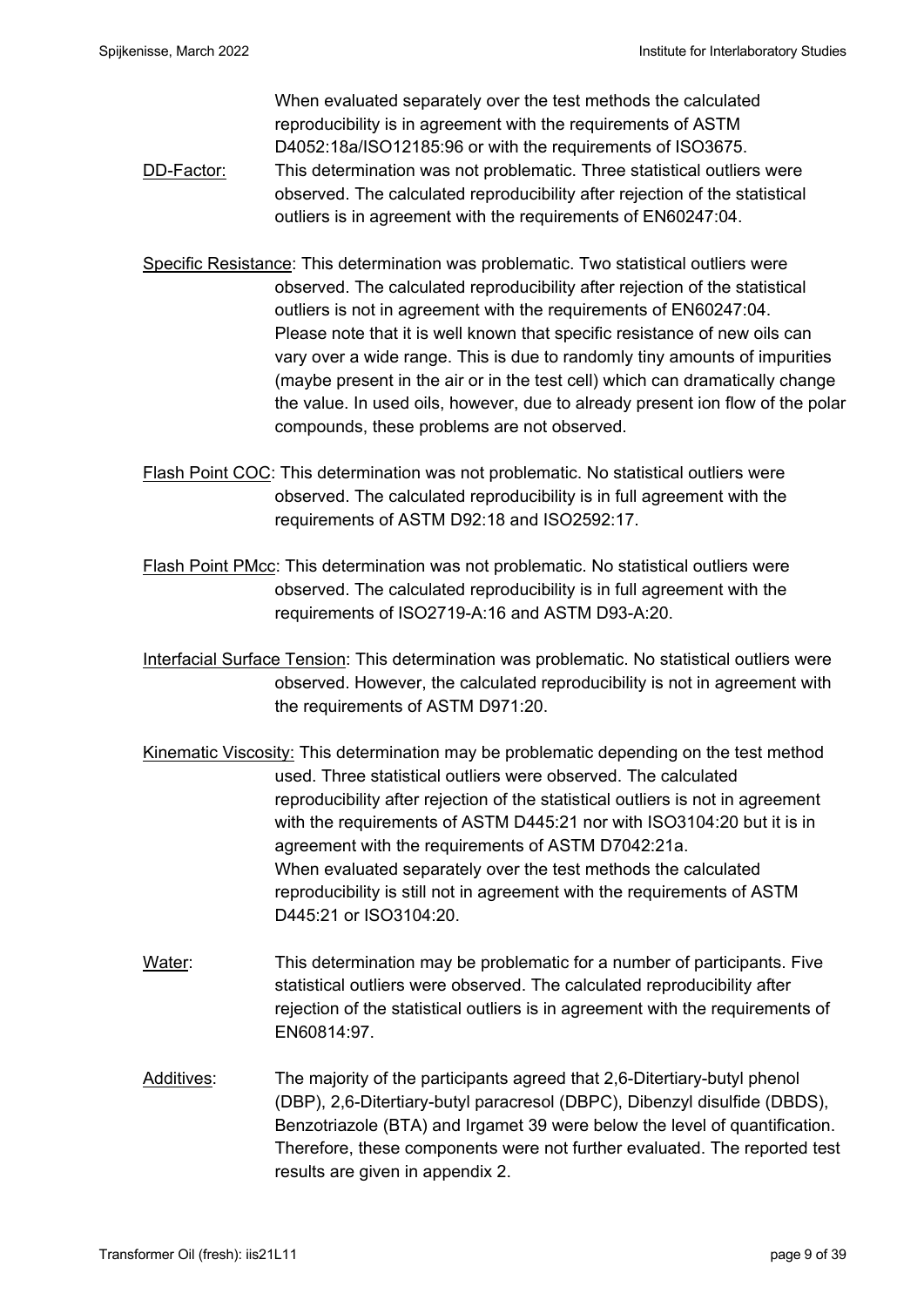When evaluated separately over the test methods the calculated reproducibility is in agreement with the requirements of ASTM D4052:18a/ISO12185:96 or with the requirements of ISO3675.

DD-Factor: This determination was not problematic. Three statistical outliers were observed. The calculated reproducibility after rejection of the statistical outliers is in agreement with the requirements of EN60247:04.

Specific Resistance: This determination was problematic. Two statistical outliers were observed. The calculated reproducibility after rejection of the statistical outliers is not in agreement with the requirements of EN60247:04. Please note that it is well known that specific resistance of new oils can vary over a wide range. This is due to randomly tiny amounts of impurities (maybe present in the air or in the test cell) which can dramatically change the value. In used oils, however, due to already present ion flow of the polar compounds, these problems are not observed.

Flash Point COC: This determination was not problematic. No statistical outliers were observed. The calculated reproducibility is in full agreement with the requirements of ASTM D92:18 and ISO2592:17.

Flash Point PMcc: This determination was not problematic. No statistical outliers were observed. The calculated reproducibility is in full agreement with the requirements of ISO2719-A:16 and ASTM D93-A:20.

Interfacial Surface Tension: This determination was problematic. No statistical outliers were observed. However, the calculated reproducibility is not in agreement with the requirements of ASTM D971:20.

Kinematic Viscosity: This determination may be problematic depending on the test method used. Three statistical outliers were observed. The calculated reproducibility after rejection of the statistical outliers is not in agreement with the requirements of ASTM D445:21 nor with ISO3104:20 but it is in agreement with the requirements of ASTM D7042:21a. When evaluated separately over the test methods the calculated reproducibility is still not in agreement with the requirements of ASTM D445:21 or ISO3104:20.

Water: This determination may be problematic for a number of participants. Five statistical outliers were observed. The calculated reproducibility after rejection of the statistical outliers is in agreement with the requirements of EN60814:97.

Additives: The majority of the participants agreed that 2,6-Ditertiary-butyl phenol (DBP), 2,6-Ditertiary-butyl paracresol (DBPC), Dibenzyl disulfide (DBDS), Benzotriazole (BTA) and Irgamet 39 were below the level of quantification. Therefore, these components were not further evaluated. The reported test results are given in appendix 2.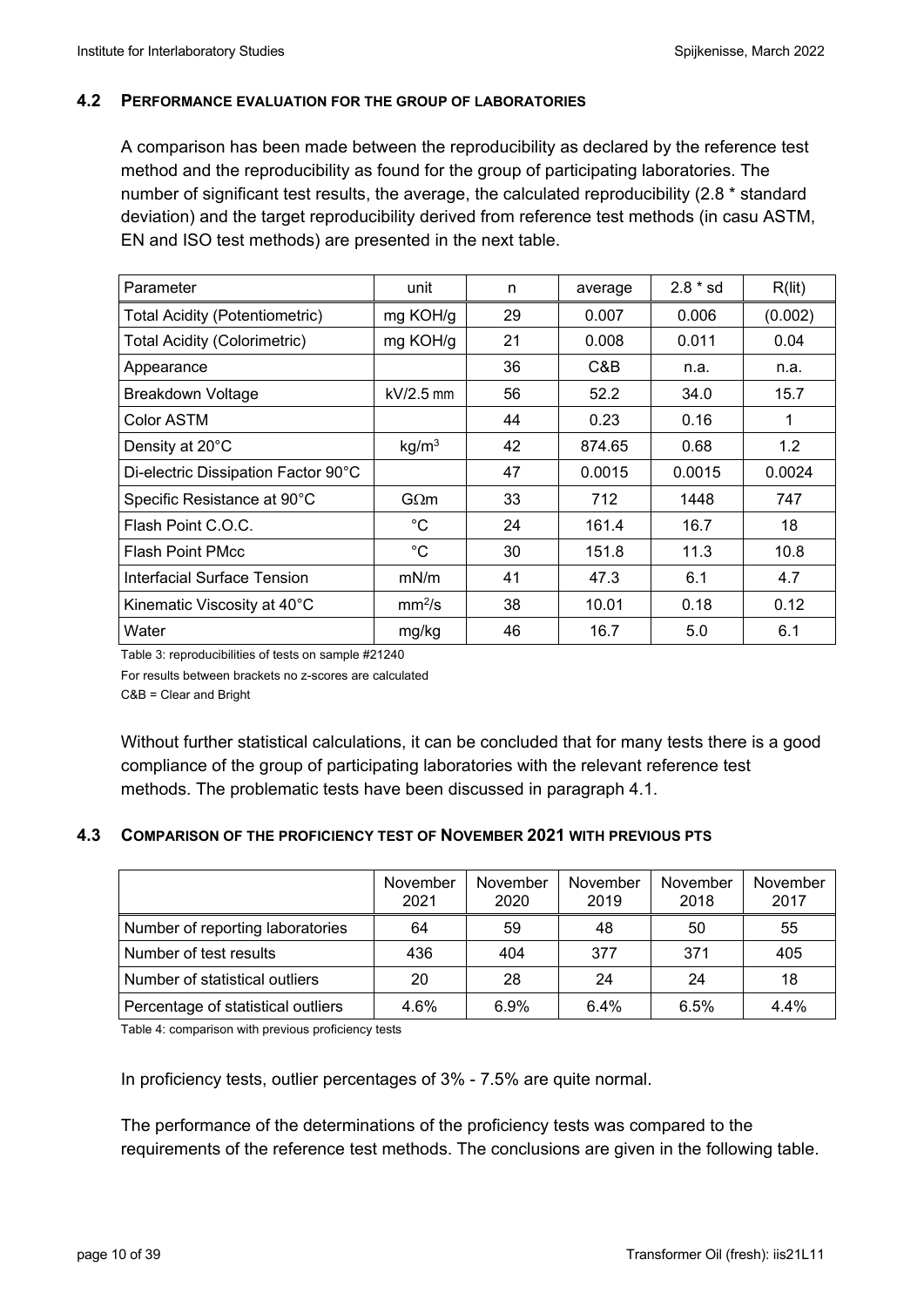### 4.2 PERFORMANCE EVALUATION FOR THE GROUP OF LABORATORIES

A comparison has been made between the reproducibility as declared by the reference test method and the reproducibility as found for the group of participating laboratories. The number of significant test results, the average, the calculated reproducibility (2.8 * standard deviation) and the target reproducibility derived from reference test methods (in casu ASTM, EN and ISO test methods) are presented in the next table.

| Parameter | unit | n | average | 2.8 * sd | R(lit) |
|---|---|---|---|---|---|
| Total Acidity (Potentiometric) | mg KOH/g | 29 | 0.007 | 0.006 | (0.002) |
| Total Acidity (Colorimetric) | mg KOH/g | 21 | 0.008 | 0.011 | 0.04 |
| Appearance | | 36 | C&B | n.a. | n.a. |
| Breakdown Voltage | kV/2.5 mm | 56 | 52.2 | 34.0 | 15.7 |
| Color ASTM | | 44 | 0.23 | 0.16 | 1 |
| Density at 20°C | $kg/m^3$ | 42 | 874.65 | 0.68 | 1.2 |
| Di-electric Dissipation Factor 90°C | | 47 | 0.0015 | 0.0015 | 0.0024 |
| Specific Resistance at 90°C | GΩm | 33 | 712 | 1448 | 747 |
| Flash Point C.O.C. | °C | 24 | 161.4 | 16.7 | 18 |
| Flash Point PMcc | °C | 30 | 151.8 | 11.3 | 10.8 |
| Interfacial Surface Tension | mN/m | 41 | 47.3 | 6.1 | 4.7 |
| Kinematic Viscosity at 40°C | $mm^2/s$ | 38 | 10.01 | 0.18 | 0.12 |
| Water | mg/kg | 46 | 16.7 | 5.0 | 6.1 |

Table 3: reproducibilities of tests on sample #21240

For results between brackets no z-scores are calculated

C&B = Clear and Bright

Without further statistical calculations, it can be concluded that for many tests there is a good compliance of the group of participating laboratories with the relevant reference test methods. The problematic tests have been discussed in paragraph 4.1.

### 4.3 COMPARISON OF THE PROFICIENCY TEST OF NOVEMBER 2021 WITH PREVIOUS PTS

| | November 2021 | November 2020 | November 2019 | November 2018 | November 2017 |
|---|---|---|---|---|---|
| Number of reporting laboratories | 64 | 59 | 48 | 50 | 55 |
| Number of test results | 436 | 404 | 377 | 371 | 405 |
| Number of statistical outliers | 20 | 28 | 24 | 24 | 18 |
| Percentage of statistical outliers | 4.6% | 6.9% | 6.4% | 6.5% | 4.4% |

Table 4: comparison with previous proficiency tests

In proficiency tests, outlier percentages of 3% - 7.5% are quite normal.

The performance of the determinations of the proficiency tests was compared to the requirements of the reference test methods. The conclusions are given in the following table.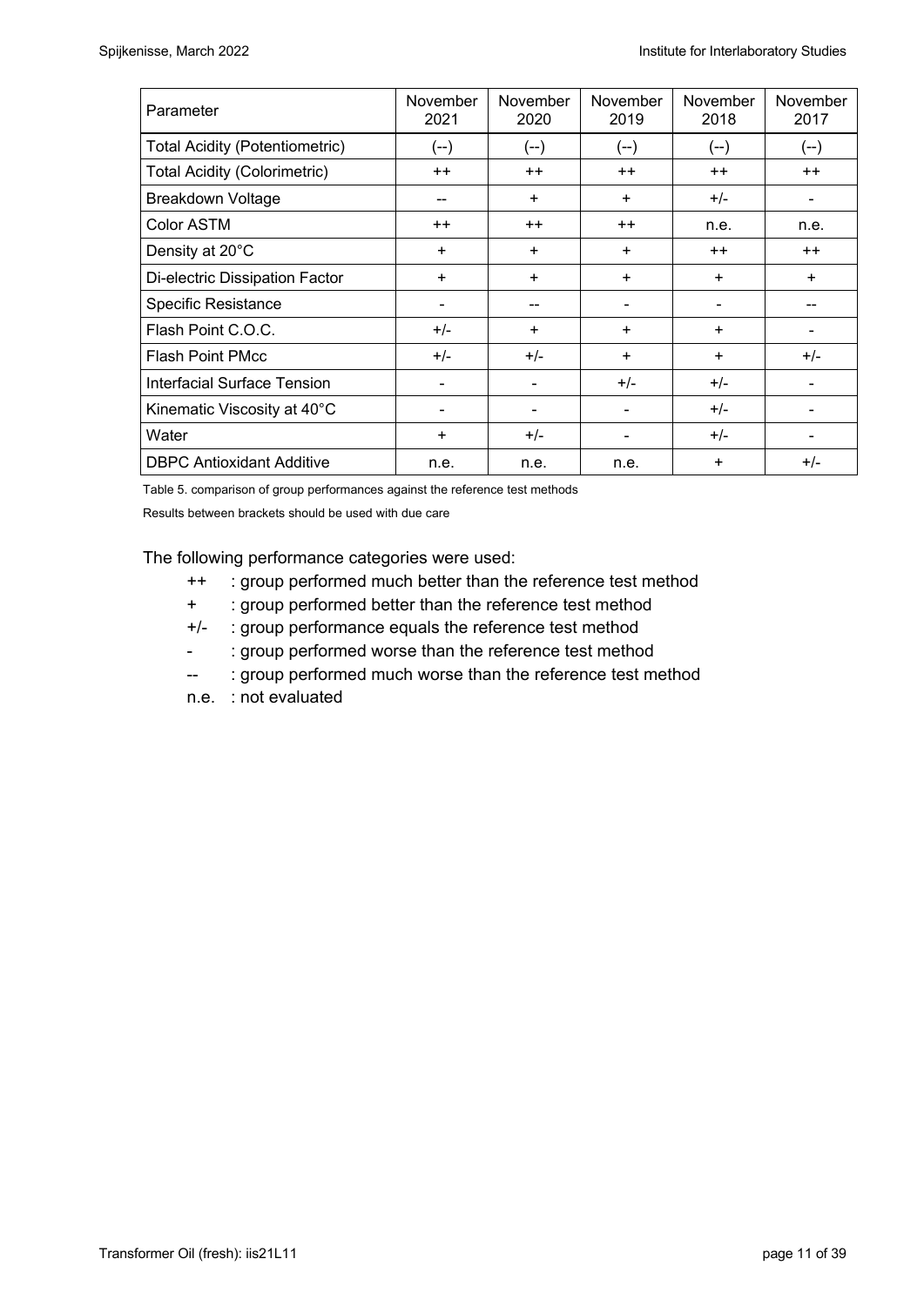| Parameter | November 2021 | November 2020 | November 2019 | November 2018 | November 2017 |
|---|---|---|---|---|---|
| Total Acidity (Potentiometric) | (--) | (--) | (--) | (--) | (--) |
| Total Acidity (Colorimetric) | ++ | ++ | ++ | ++ | ++ |
| Breakdown Voltage | -- | + | + | +/- | - |
| Color ASTM | ++ | ++ | ++ | n.e. | n.e. |
| Density at 20°C | + | + | + | ++ | ++ |
| Di-electric Dissipation Factor | + | + | + | + | + |
| Specific Resistance | - | -- | - | - | -- |
| Flash Point C.O.C. | +/- | + | + | + | - |
| Flash Point PMcc | +/- | +/- | + | + | +/- |
| Interfacial Surface Tension | - | - | +/- | +/- | - |
| Kinematic Viscosity at 40°C | - | - | - | +/- | - |
| Water | + | +/- | - | +/- | - |
| DBPC Antioxidant Additive | n.e. | n.e. | n.e. | + | +/- |

Table 5. comparison of group performances against the reference test methods

Results between brackets should be used with due care

The following performance categories were used:

- ++ : group performed much better than the reference test method
- \+ : group performed better than the reference test method
- +/- : group performance equals the reference test method
- \- : group performed worse than the reference test method
- -- : group performed much worse than the reference test method
- n.e. : not evaluated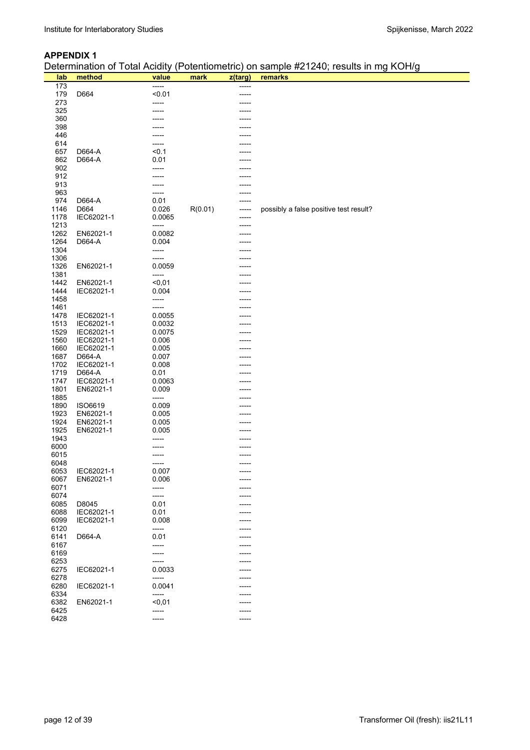## APPENDIX 1

Determination of Total Acidity (Potentiometric) on sample #21240; results in mg KOH/g

| lab | method | value | mark | z(targ) | remarks |
|---|---|---|---|---|---|
| 173 | | ----- | | ----- | |
| 179 | D664 | <0.01 | | ----- | |
| 273 | | ----- | | ----- | |
| 325 | | ----- | | ----- | |
| 360 | | ----- | | ----- | |
| 398 | | ----- | | ----- | |
| 446 | | ----- | | ----- | |
| 614 | | ----- | | ----- | |
| 657 | D664-A | <0.1 | | ----- | |
| 862 | D664-A | 0.01 | | ----- | |
| 902 | | ----- | | ----- | |
| 912 | | ----- | | ----- | |
| 913 | | ----- | | ----- | |
| 963 | | ----- | | ----- | |
| 974 | D664-A | 0.01 | | ----- | |
| 1146 | D664 | 0.026 | R(0.01) | ----- | possibly a false positive test result? |
| 1178 | IEC62021-1 | 0.0065 | | ----- | |
| 1213 | | ----- | | ----- | |
| 1262 | EN62021-1 | 0.0082 | | ----- | |
| 1264 | D664-A | 0.004 | | ----- | |
| 1304 | | ----- | | ----- | |
| 1306 | | ----- | | ----- | |
| 1326 | EN62021-1 | 0.0059 | | ----- | |
| 1381 | | ----- | | ----- | |
| 1442 | EN62021-1 | <0,01 | | ----- | |
| 1444 | IEC62021-1 | 0.004 | | ----- | |
| 1458 | | ----- | | ----- | |
| 1461 | | ----- | | ----- | |
| 1478 | IEC62021-1 | 0.0055 | | ----- | |
| 1513 | IEC62021-1 | 0.0032 | | ----- | |
| 1529 | IEC62021-1 | 0.0075 | | ----- | |
| 1560 | IEC62021-1 | 0.006 | | ----- | |
| 1660 | IEC62021-1 | 0.005 | | ----- | |
| 1687 | D664-A | 0.007 | | ----- | |
| 1702 | IEC62021-1 | 0.008 | | ----- | |
| 1719 | D664-A | 0.01 | | ----- | |
| 1747 | IEC62021-1 | 0.0063 | | ----- | |
| 1801 | EN62021-1 | 0.009 | | ----- | |
| 1885 | | ----- | | ----- | |
| 1890 | ISO6619 | 0.009 | | ----- | |
| 1923 | EN62021-1 | 0.005 | | ----- | |
| 1924 | EN62021-1 | 0.005 | | ----- | |
| 1925 | EN62021-1 | 0.005 | | ----- | |
| 1943 | | ----- | | ----- | |
| 6000 | | ----- | | ----- | |
| 6015 | | ----- | | ----- | |
| 6048 | | ----- | | ----- | |
| 6053 | IEC62021-1 | 0.007 | | ----- | |
| 6067 | EN62021-1 | 0.006 | | ----- | |
| 6071 | | ----- | | ----- | |
| 6074 | | ----- | | ----- | |
| 6085 | D8045 | 0.01 | | ----- | |
| 6088 | IEC62021-1 | 0.01 | | ----- | |
| 6099 | IEC62021-1 | 0.008 | | ----- | |
| 6120 | | ----- | | ----- | |
| 6141 | D664-A | 0.01 | | ----- | |
| 6167 | | ----- | | ----- | |
| 6169 | | ----- | | ----- | |
| 6253 | | ----- | | ----- | |
| 6275 | IEC62021-1 | 0.0033 | | ----- | |
| 6278 | | ----- | | ----- | |
| 6280 | IEC62021-1 | 0.0041 | | ----- | |
| 6334 | | ----- | | ----- | |
| 6382 | EN62021-1 | <0,01 | | ----- | |
| 6425 | | ----- | | ----- | |
| 6428 | | ----- | | ----- | |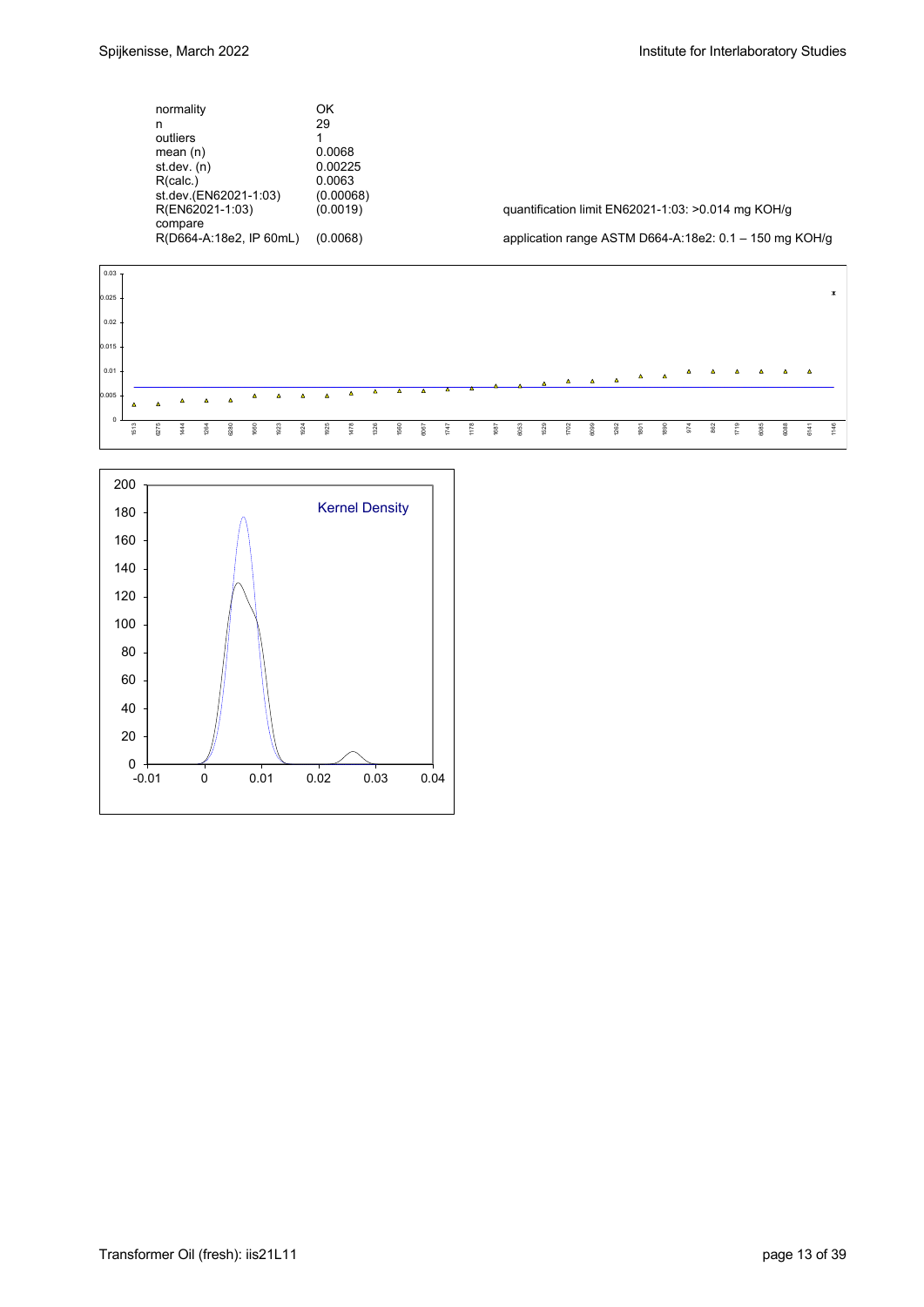| | | |
|---|---|---|
| normality | OK | |
| n | 29 | |
| outliers | 1 | |
| mean (n) | 0.0068 | |
| st.dev. (n) | 0.00225 | |
| R(calc.) | 0.0063 | |
| st.dev.(EN62021-1:03) | (0.00068) | |
| R(EN62021-1:03) | (0.0019) | quantification limit EN62021-1:03: >0.014 mg KOH/g |
| compare | | |
| R(D664-A:18e2, IP 60mL) | (0.0068) | application range ASTM D664-A:18e2: 0.1 – 150 mg KOH/g |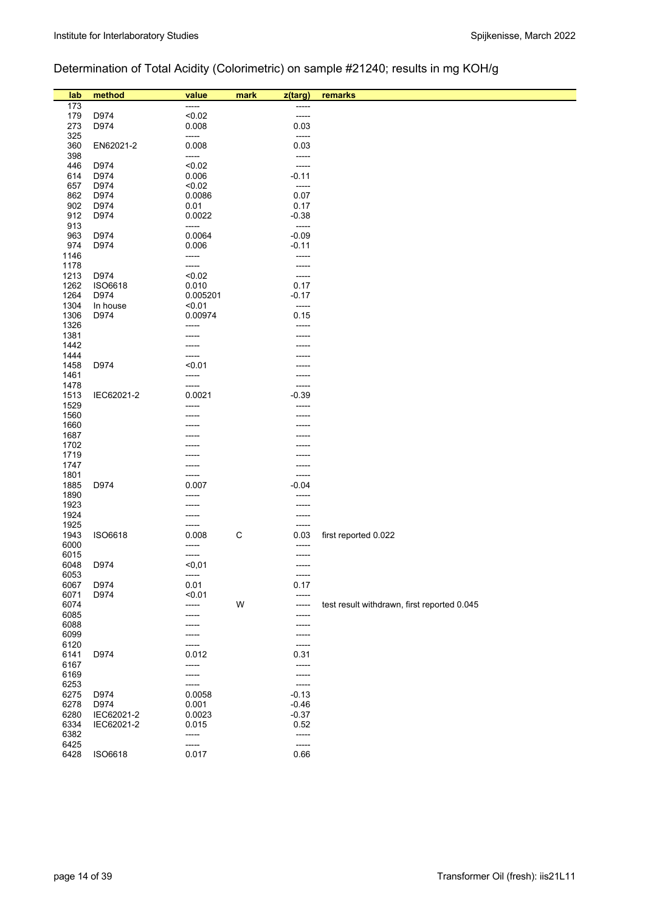## Determination of Total Acidity (Colorimetric) on sample #21240; results in mg KOH/g

| lab | method | value | mark | z(targ) | remarks |
|---|---|---|---|---|---|
| 173 | | ----- | | ----- | |
| 179 | D974 | <0.02 | | ----- | |
| 273 | D974 | 0.008 | | 0.03 | |
| 325 | | ----- | | ----- | |
| 360 | EN62021-2 | 0.008 | | 0.03 | |
| 398 | | ----- | | ----- | |
| 446 | D974 | <0.02 | | ----- | |
| 614 | D974 | 0.006 | | -0.11 | |
| 657 | D974 | <0.02 | | ----- | |
| 862 | D974 | 0.0086 | | 0.07 | |
| 902 | D974 | 0.01 | | 0.17 | |
| 912 | D974 | 0.0022 | | -0.38 | |
| 913 | | ----- | | ----- | |
| 963 | D974 | 0.0064 | | -0.09 | |
| 974 | D974 | 0.006 | | -0.11 | |
| 1146 | | ----- | | ----- | |
| 1178 | | ----- | | ----- | |
| 1213 | D974 | <0.02 | | ----- | |
| 1262 | ISO6618 | 0.010 | | 0.17 | |
| 1264 | D974 | 0.005201 | | -0.17 | |
| 1304 | In house | <0.01 | | ----- | |
| 1306 | D974 | 0.00974 | | 0.15 | |
| 1326 | | ----- | | ----- | |
| 1381 | | ----- | | ----- | |
| 1442 | | ----- | | ----- | |
| 1444 | | ----- | | ----- | |
| 1458 | D974 | <0.01 | | ----- | |
| 1461 | | ----- | | ----- | |
| 1478 | | ----- | | ----- | |
| 1513 | IEC62021-2 | 0.0021 | | -0.39 | |
| 1529 | | ----- | | ----- | |
| 1560 | | ----- | | ----- | |
| 1660 | | ----- | | ----- | |
| 1687 | | ----- | | ----- | |
| 1702 | | ----- | | ----- | |
| 1719 | | ----- | | ----- | |
| 1747 | | ----- | | ----- | |
| 1801 | | ----- | | ----- | |
| 1885 | D974 | 0.007 | | -0.04 | |
| 1890 | | ----- | | ----- | |
| 1923 | | ----- | | ----- | |
| 1924 | | ----- | | ----- | |
| 1925 | | ----- | | ----- | |
| 1943 | ISO6618 | 0.008 | C | 0.03 | first reported 0.022 |
| 6000 | | ----- | | ----- | |
| 6015 | | ----- | | ----- | |
| 6048 | D974 | <0,01 | | ----- | |
| 6053 | | ----- | | ----- | |
| 6067 | D974 | 0.01 | | 0.17 | |
| 6071 | D974 | <0.01 | | ----- | |
| 6074 | | ----- | W | ----- | test result withdrawn, first reported 0.045 |
| 6085 | | ----- | | ----- | |
| 6088 | | ----- | | ----- | |
| 6099 | | ----- | | ----- | |
| 6120 | | ----- | | ----- | |
| 6141 | D974 | 0.012 | | 0.31 | |
| 6167 | | ----- | | ----- | |
| 6169 | | ----- | | ----- | |
| 6253 | | ----- | | ----- | |
| 6275 | D974 | 0.0058 | | -0.13 | |
| 6278 | D974 | 0.001 | | -0.46 | |
| 6280 | IEC62021-2 | 0.0023 | | -0.37 | |
| 6334 | IEC62021-2 | 0.015 | | 0.52 | |
| 6382 | | ----- | | ----- | |
| 6425 | | ----- | | ----- | |
| 6428 | ISO6618 | 0.017 | | 0.66 | |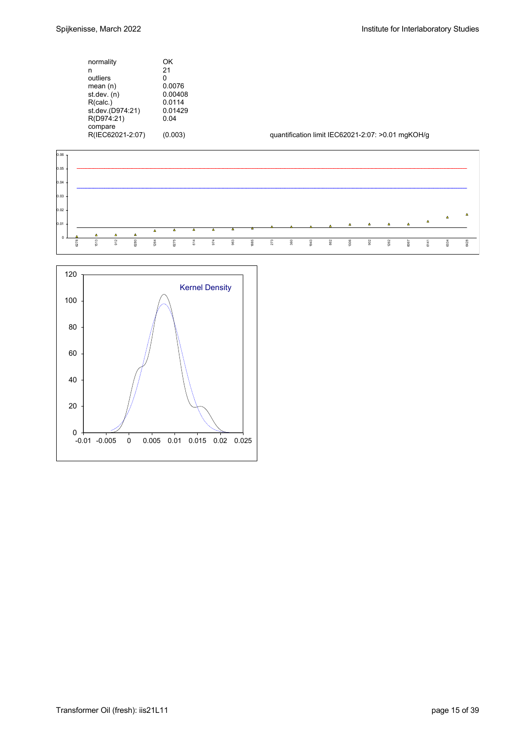| | |
|---|---|
| normality | OK |
| n | 21 |
| outliers | 0 |
| mean (n) | 0.0076 |
| st.dev. (n) | 0.00408 |
| R(calc.) | 0.0114 |
| st.dev.(D974:21) | 0.01429 |
| R(D974:21) | 0.04 |
| compare | |
| R(IEC62021-2:07) | (0.003) |

quantification limit IEC62021-2:07: >0.01 mgKOH/g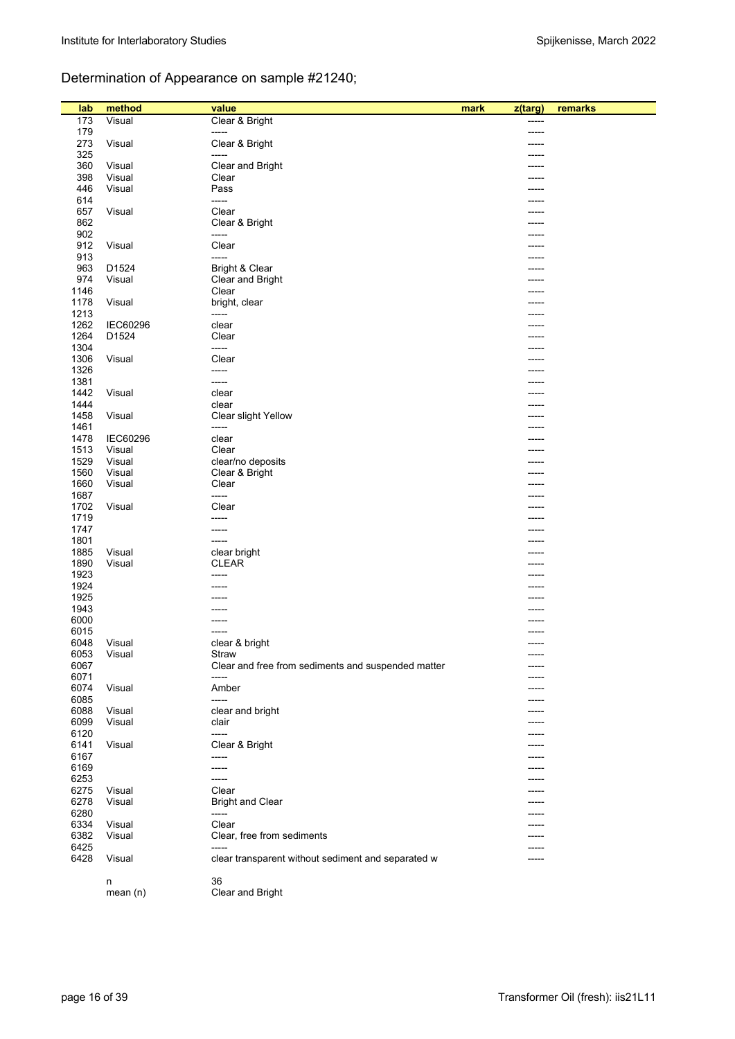## Determination of Appearance on sample #21240;

| lab | method | value | mark | z(targ) | remarks |
|---|---|---|---|---|---|
| 173 | Visual | Clear & Bright | | ----- | |
| 179 | | ----- | | ----- | |
| 273 | Visual | Clear & Bright | | ----- | |
| 325 | | ----- | | ----- | |
| 360 | Visual | Clear and Bright | | ----- | |
| 398 | Visual | Clear | | ----- | |
| 446 | Visual | Pass | | ----- | |
| 614 | | ----- | | ----- | |
| 657 | Visual | Clear | | ----- | |
| 862 | | Clear & Bright | | ----- | |
| 902 | | ----- | | ----- | |
| 912 | Visual | Clear | | ----- | |
| 913 | | ----- | | ----- | |
| 963 | D1524 | Bright & Clear | | ----- | |
| 974 | Visual | Clear and Bright | | ----- | |
| 1146 | | Clear | | ----- | |
| 1178 | Visual | bright, clear | | ----- | |
| 1213 | | ----- | | ----- | |
| 1262 | IEC60296 | clear | | ----- | |
| 1264 | D1524 | Clear | | ----- | |
| 1304 | | ----- | | ----- | |
| 1306 | Visual | Clear | | ----- | |
| 1326 | | ----- | | ----- | |
| 1381 | | ----- | | ----- | |
| 1442 | Visual | clear | | ----- | |
| 1444 | | clear | | ----- | |
| 1458 | Visual | Clear slight Yellow | | ----- | |
| 1461 | | ----- | | ----- | |
| 1478 | IEC60296 | clear | | ----- | |
| 1513 | Visual | Clear | | ----- | |
| 1529 | Visual | clear/no deposits | | ----- | |
| 1560 | Visual | Clear & Bright | | ----- | |
| 1660 | Visual | Clear | | ----- | |
| 1687 | | ----- | | ----- | |
| 1702 | Visual | Clear | | ----- | |
| 1719 | | ----- | | ----- | |
| 1747 | | ----- | | ----- | |
| 1801 | | ----- | | ----- | |
| 1885 | Visual | clear bright | | ----- | |
| 1890 | Visual | CLEAR | | ----- | |
| 1923 | | ----- | | ----- | |
| 1924 | | ----- | | ----- | |
| 1925 | | ----- | | ----- | |
| 1943 | | ----- | | ----- | |
| 6000 | | ----- | | ----- | |
| 6015 | | ----- | | ----- | |
| 6048 | Visual | clear & bright | | ----- | |
| 6053 | Visual | Straw | | ----- | |
| 6067 | | Clear and free from sediments and suspended matter | | ----- | |
| 6071 | | ----- | | ----- | |
| 6074 | Visual | Amber | | ----- | |
| 6085 | | ----- | | ----- | |
| 6088 | Visual | clear and bright | | ----- | |
| 6099 | Visual | clair | | ----- | |
| 6120 | | ----- | | ----- | |
| 6141 | Visual | Clear & Bright | | ----- | |
| 6167 | | ----- | | ----- | |
| 6169 | | ----- | | ----- | |
| 6253 | | ----- | | ----- | |
| 6275 | Visual | Clear | | ----- | |
| 6278 | Visual | Bright and Clear | | ----- | |
| 6280 | | ----- | | ----- | |
| 6334 | Visual | Clear | | ----- | |
| 6382 | Visual | Clear, free from sediments | | ----- | |
| 6425 | | ----- | | ----- | |
| 6428 | Visual | clear transparent without sediment and separated w | | ----- | |
| | n | 36 | | | |
| | mean (n) | Clear and Bright | | | |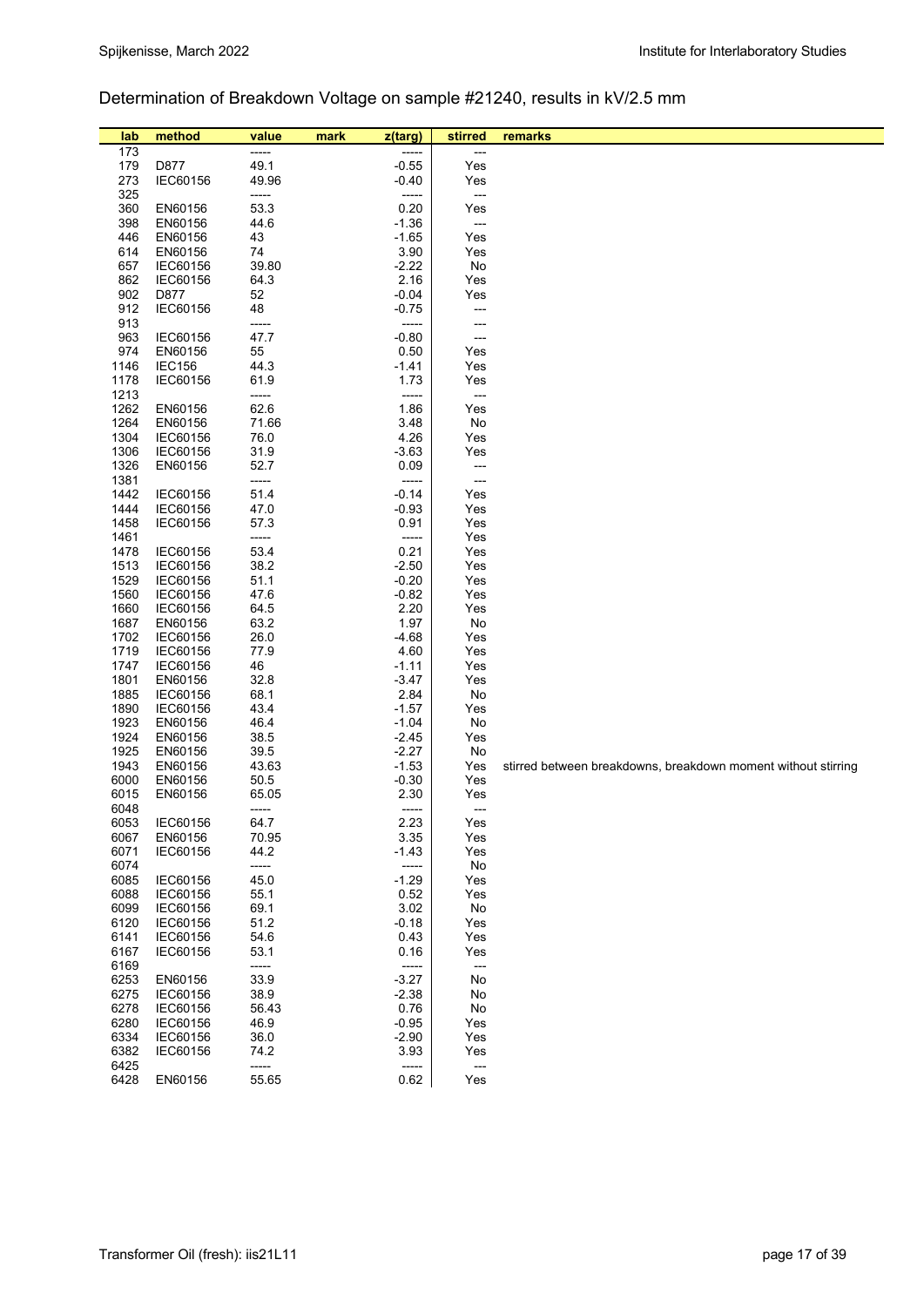## Determination of Breakdown Voltage on sample #21240, results in kV/2.5 mm

| lab | method | value | mark | z(targ) | stirred | remarks |
|---|---|---|---|---|---|---|
| 173 | | ----- | | ----- | --- | |
| 179 | D877 | 49.1 | | -0.55 | Yes | |
| 273 | IEC60156 | 49.96 | | -0.40 | Yes | |
| 325 | | ----- | | ----- | --- | |
| 360 | EN60156 | 53.3 | | 0.20 | Yes | |
| 398 | EN60156 | 44.6 | | -1.36 | --- | |
| 446 | EN60156 | 43 | | -1.65 | Yes | |
| 614 | EN60156 | 74 | | 3.90 | Yes | |
| 657 | IEC60156 | 39.80 | | -2.22 | No | |
| 862 | IEC60156 | 64.3 | | 2.16 | Yes | |
| 902 | D877 | 52 | | -0.04 | Yes | |
| 912 | IEC60156 | 48 | | -0.75 | --- | |
| 913 | | ----- | | ----- | --- | |
| 963 | IEC60156 | 47.7 | | -0.80 | --- | |
| 974 | EN60156 | 55 | | 0.50 | Yes | |
| 1146 | IEC156 | 44.3 | | -1.41 | Yes | |
| 1178 | IEC60156 | 61.9 | | 1.73 | Yes | |
| 1213 | | ----- | | ----- | --- | |
| 1262 | EN60156 | 62.6 | | 1.86 | Yes | |
| 1264 | EN60156 | 71.66 | | 3.48 | No | |
| 1304 | IEC60156 | 76.0 | | 4.26 | Yes | |
| 1306 | IEC60156 | 31.9 | | -3.63 | Yes | |
| 1326 | EN60156 | 52.7 | | 0.09 | --- | |
| 1381 | | ----- | | ----- | --- | |
| 1442 | IEC60156 | 51.4 | | -0.14 | Yes | |
| 1444 | IEC60156 | 47.0 | | -0.93 | Yes | |
| 1458 | IEC60156 | 57.3 | | 0.91 | Yes | |
| 1461 | | ----- | | ----- | Yes | |
| 1478 | IEC60156 | 53.4 | | 0.21 | Yes | |
| 1513 | IEC60156 | 38.2 | | -2.50 | Yes | |
| 1529 | IEC60156 | 51.1 | | -0.20 | Yes | |
| 1560 | IEC60156 | 47.6 | | -0.82 | Yes | |
| 1660 | IEC60156 | 64.5 | | 2.20 | Yes | |
| 1687 | EN60156 | 63.2 | | 1.97 | No | |
| 1702 | IEC60156 | 26.0 | | -4.68 | Yes | |
| 1719 | IEC60156 | 77.9 | | 4.60 | Yes | |
| 1747 | IEC60156 | 46 | | -1.11 | Yes | |
| 1801 | EN60156 | 32.8 | | -3.47 | Yes | |
| 1885 | IEC60156 | 68.1 | | 2.84 | No | |
| 1890 | IEC60156 | 43.4 | | -1.57 | Yes | |
| 1923 | EN60156 | 46.4 | | -1.04 | No | |
| 1924 | EN60156 | 38.5 | | -2.45 | Yes | |
| 1925 | EN60156 | 39.5 | | -2.27 | No | |
| 1943 | EN60156 | 43.63 | | -1.53 | Yes | stirred between breakdowns, breakdown moment without stirring |
| 6000 | EN60156 | 50.5 | | -0.30 | Yes | |
| 6015 | EN60156 | 65.05 | | 2.30 | Yes | |
| 6048 | | ----- | | ----- | --- | |
| 6053 | IEC60156 | 64.7 | | 2.23 | Yes | |
| 6067 | EN60156 | 70.95 | | 3.35 | Yes | |
| 6071 | IEC60156 | 44.2 | | -1.43 | Yes | |
| 6074 | | ----- | | ----- | No | |
| 6085 | IEC60156 | 45.0 | | -1.29 | Yes | |
| 6088 | IEC60156 | 55.1 | | 0.52 | Yes | |
| 6099 | IEC60156 | 69.1 | | 3.02 | No | |
| 6120 | IEC60156 | 51.2 | | -0.18 | Yes | |
| 6141 | IEC60156 | 54.6 | | 0.43 | Yes | |
| 6167 | IEC60156 | 53.1 | | 0.16 | Yes | |
| 6169 | | ----- | | ----- | --- | |
| 6253 | EN60156 | 33.9 | | -3.27 | No | |
| 6275 | IEC60156 | 38.9 | | -2.38 | No | |
| 6278 | IEC60156 | 56.43 | | 0.76 | No | |
| 6280 | IEC60156 | 46.9 | | -0.95 | Yes | |
| 6334 | IEC60156 | 36.0 | | -2.90 | Yes | |
| 6382 | IEC60156 | 74.2 | | 3.93 | Yes | |
| 6425 | | ----- | | ----- | --- | |
| 6428 | EN60156 | 55.65 | | 0.62 | Yes | |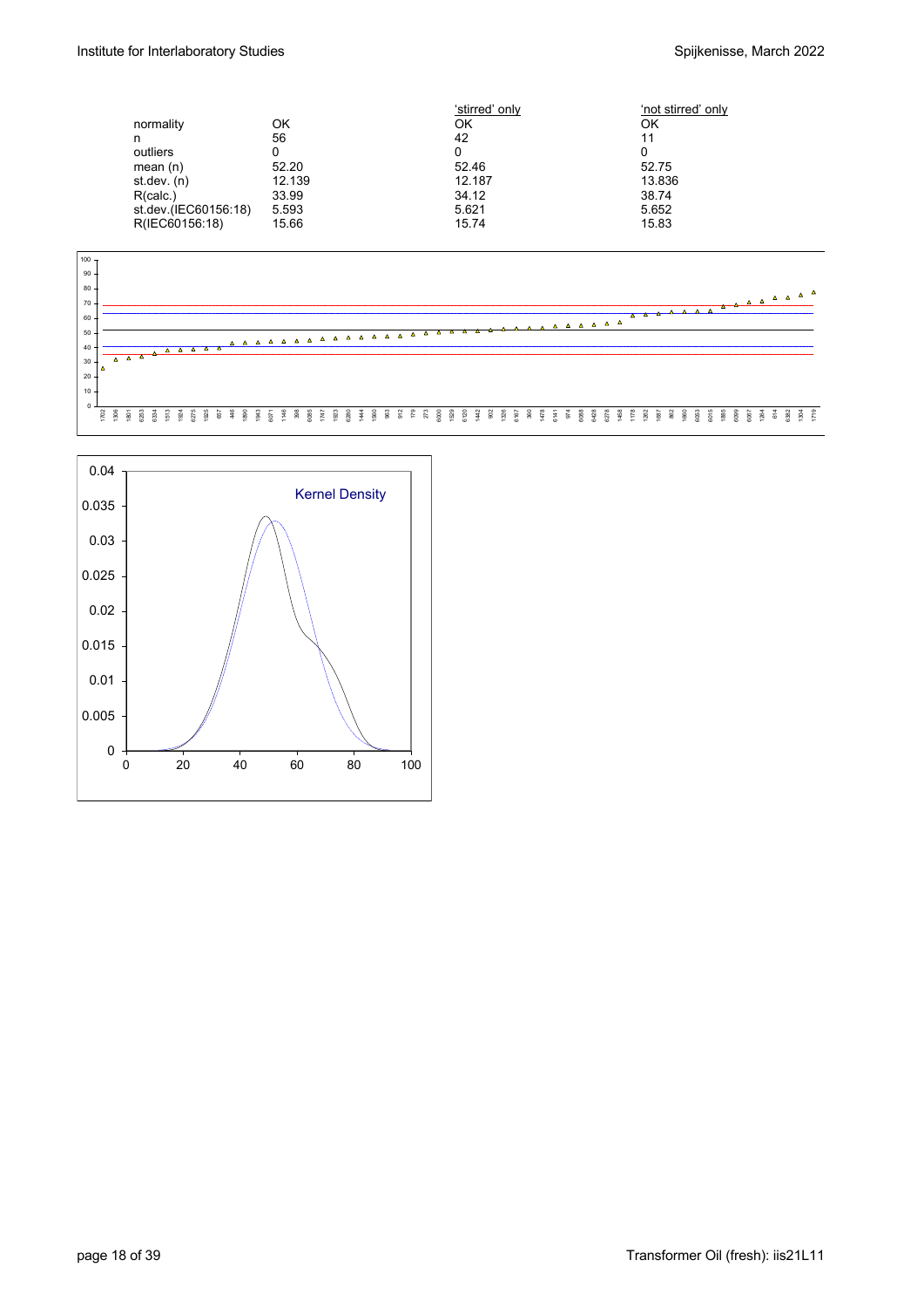|  |  | 'stirred' only | 'not stirred' only |
|---|---|---|---|
| normality | OK | OK | OK |
| n | 56 | 42 | 11 |
| outliers | 0 | 0 | 0 |
| mean (n) | 52.20 | 52.46 | 52.75 |
| st.dev. (n) | 12.139 | 12.187 | 13.836 |
| R(calc.) | 33.99 | 34.12 | 38.74 |
| st.dev.(IEC60156:18) | 5.593 | 5.621 | 5.652 |
| R(IEC60156:18) | 15.66 | 15.74 | 15.83 |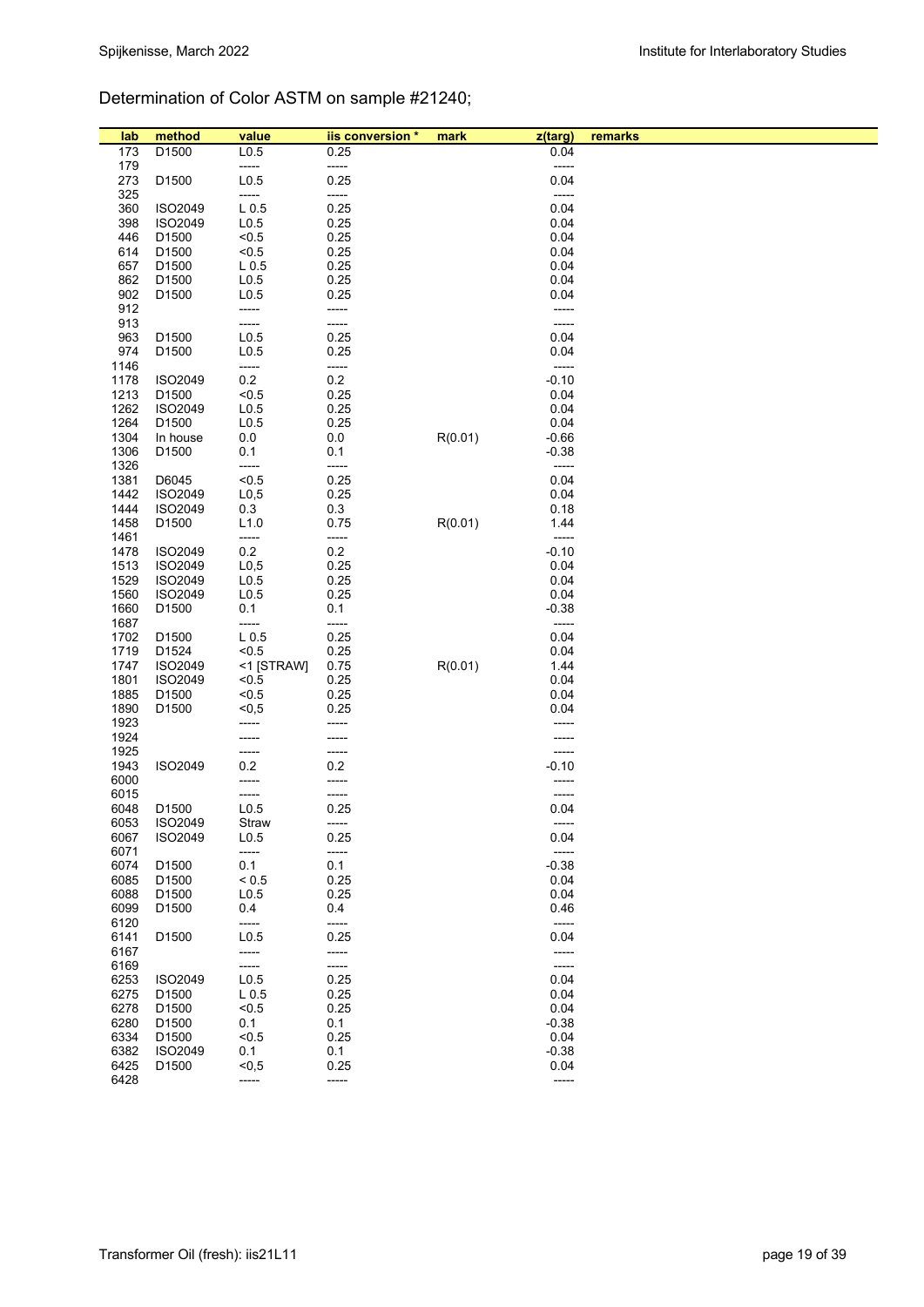## Determination of Color ASTM on sample #21240;

| lab | method | value | iis conversion * | mark | z(targ) | remarks |
|---|---|---|---|---|---|---|
| 173 | D1500 | L0.5 | 0.25 | | 0.04 | |
| 179 | | ----- | ----- | | ----- | |
| 273 | D1500 | L0.5 | 0.25 | | 0.04 | |
| 325 | | ----- | ----- | | ----- | |
| 360 | ISO2049 | L 0.5 | 0.25 | | 0.04 | |
| 398 | ISO2049 | L0.5 | 0.25 | | 0.04 | |
| 446 | D1500 | <0.5 | 0.25 | | 0.04 | |
| 614 | D1500 | <0.5 | 0.25 | | 0.04 | |
| 657 | D1500 | L 0.5 | 0.25 | | 0.04 | |
| 862 | D1500 | L0.5 | 0.25 | | 0.04 | |
| 902 | D1500 | L0.5 | 0.25 | | 0.04 | |
| 912 | | ----- | ----- | | ----- | |
| 913 | | ----- | ----- | | ----- | |
| 963 | D1500 | L0.5 | 0.25 | | 0.04 | |
| 974 | D1500 | L0.5 | 0.25 | | 0.04 | |
| 1146 | | ----- | ----- | | ----- | |
| 1178 | ISO2049 | 0.2 | 0.2 | | -0.10 | |
| 1213 | D1500 | <0.5 | 0.25 | | 0.04 | |
| 1262 | ISO2049 | L0.5 | 0.25 | | 0.04 | |
| 1264 | D1500 | L0.5 | 0.25 | | 0.04 | |
| 1304 | In house | 0.0 | 0.0 | R(0.01) | -0.66 | |
| 1306 | D1500 | 0.1 | 0.1 | | -0.38 | |
| 1326 | | ----- | ----- | | ----- | |
| 1381 | D6045 | <0.5 | 0.25 | | 0.04 | |
| 1442 | ISO2049 | L0,5 | 0.25 | | 0.04 | |
| 1444 | ISO2049 | 0.3 | 0.3 | | 0.18 | |
| 1458 | D1500 | L1.0 | 0.75 | R(0.01) | 1.44 | |
| 1461 | | ----- | ----- | | ----- | |
| 1478 | ISO2049 | 0.2 | 0.2 | | -0.10 | |
| 1513 | ISO2049 | L0,5 | 0.25 | | 0.04 | |
| 1529 | ISO2049 | L0.5 | 0.25 | | 0.04 | |
| 1560 | ISO2049 | L0.5 | 0.25 | | 0.04 | |
| 1660 | D1500 | 0.1 | 0.1 | | -0.38 | |
| 1687 | | ----- | ----- | | ----- | |
| 1702 | D1500 | L 0.5 | 0.25 | | 0.04 | |
| 1719 | D1524 | <0.5 | 0.25 | | 0.04 | |
| 1747 | ISO2049 | <1 [STRAW] | 0.75 | R(0.01) | 1.44 | |
| 1801 | ISO2049 | <0.5 | 0.25 | | 0.04 | |
| 1885 | D1500 | <0.5 | 0.25 | | 0.04 | |
| 1890 | D1500 | <0,5 | 0.25 | | 0.04 | |
| 1923 | | ----- | ----- | | ----- | |
| 1924 | | ----- | ----- | | ----- | |
| 1925 | | ----- | ----- | | ----- | |
| 1943 | ISO2049 | 0.2 | 0.2 | | -0.10 | |
| 6000 | | ----- | ----- | | ----- | |
| 6015 | | ----- | ----- | | ----- | |
| 6048 | D1500 | L0.5 | 0.25 | | 0.04 | |
| 6053 | ISO2049 | Straw | ----- | | ----- | |
| 6067 | ISO2049 | L0.5 | 0.25 | | 0.04 | |
| 6071 | | ----- | ----- | | ----- | |
| 6074 | D1500 | 0.1 | 0.1 | | -0.38 | |
| 6085 | D1500 | < 0.5 | 0.25 | | 0.04 | |
| 6088 | D1500 | L0.5 | 0.25 | | 0.04 | |
| 6099 | D1500 | 0.4 | 0.4 | | 0.46 | |
| 6120 | | ----- | ----- | | ----- | |
| 6141 | D1500 | L0.5 | 0.25 | | 0.04 | |
| 6167 | | ----- | ----- | | ----- | |
| 6169 | | ----- | ----- | | ----- | |
| 6253 | ISO2049 | L0.5 | 0.25 | | 0.04 | |
| 6275 | D1500 | L 0.5 | 0.25 | | 0.04 | |
| 6278 | D1500 | <0.5 | 0.25 | | 0.04 | |
| 6280 | D1500 | 0.1 | 0.1 | | -0.38 | |
| 6334 | D1500 | <0.5 | 0.25 | | 0.04 | |
| 6382 | ISO2049 | 0.1 | 0.1 | | -0.38 | |
| 6425 | D1500 | <0,5 | 0.25 | | 0.04 | |
| 6428 | | ----- | ----- | | ----- | |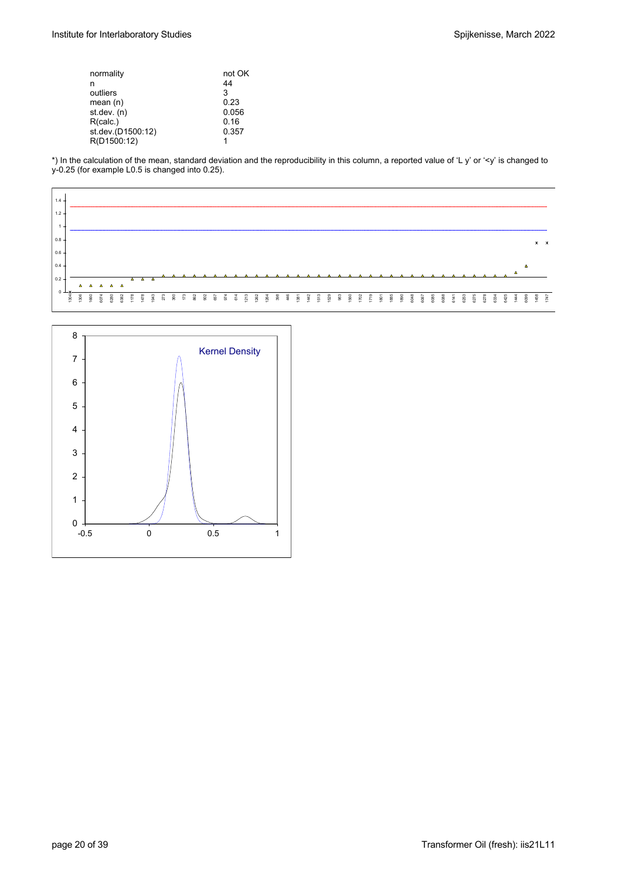| | |
|---|---|
| normality | not OK |
| n | 44 |
| outliers | 3 |
| mean (n) | 0.23 |
| st.dev. (n) | 0.056 |
| R(calc.) | 0.16 |
| st.dev.(D1500:12) | 0.357 |
| R(D1500:12) | 1 |

*) In the calculation of the mean, standard deviation and the reproducibility in this column, a reported value of 'L y' or '<y' is changed to y-0.25 (for example L0.5 is changed into 0.25).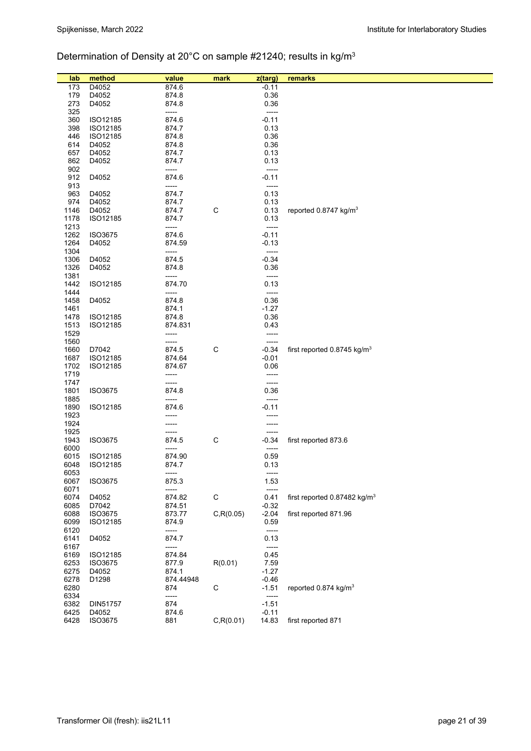Determination of Density at 20°C on sample #21240; results in kg/m$^3$

| lab | method | value | mark | z(targ) | remarks |
|---|---|---|---|---|---|
| 173 | D4052 | 874.6 | | -0.11 | |
| 179 | D4052 | 874.8 | | 0.36 | |
| 273 | D4052 | 874.8 | | 0.36 | |
| 325 | | ----- | | ----- | |
| 360 | ISO12185 | 874.6 | | -0.11 | |
| 398 | ISO12185 | 874.7 | | 0.13 | |
| 446 | ISO12185 | 874.8 | | 0.36 | |
| 614 | D4052 | 874.8 | | 0.36 | |
| 657 | D4052 | 874.7 | | 0.13 | |
| 862 | D4052 | 874.7 | | 0.13 | |
| 902 | | ----- | | ----- | |
| 912 | D4052 | 874.6 | | -0.11 | |
| 913 | | ----- | | ----- | |
| 963 | D4052 | 874.7 | | 0.13 | |
| 974 | D4052 | 874.7 | | 0.13 | |
| 1146 | D4052 | 874.7 | C | 0.13 | reported 0.8747 kg/m$^3$ |
| 1178 | ISO12185 | 874.7 | | 0.13 | |
| 1213 | | ----- | | ----- | |
| 1262 | ISO3675 | 874.6 | | -0.11 | |
| 1264 | D4052 | 874.59 | | -0.13 | |
| 1304 | | ----- | | ----- | |
| 1306 | D4052 | 874.5 | | -0.34 | |
| 1326 | D4052 | 874.8 | | 0.36 | |
| 1381 | | ----- | | ----- | |
| 1442 | ISO12185 | 874.70 | | 0.13 | |
| 1444 | | ----- | | ----- | |
| 1458 | D4052 | 874.8 | | 0.36 | |
| 1461 | | 874.1 | | -1.27 | |
| 1478 | ISO12185 | 874.8 | | 0.36 | |
| 1513 | ISO12185 | 874.831 | | 0.43 | |
| 1529 | | ----- | | ----- | |
| 1560 | | ----- | | ----- | |
| 1660 | D7042 | 874.5 | C | -0.34 | first reported 0.8745 kg/m$^3$ |
| 1687 | ISO12185 | 874.64 | | -0.01 | |
| 1702 | ISO12185 | 874.67 | | 0.06 | |
| 1719 | | ----- | | ----- | |
| 1747 | | ----- | | ----- | |
| 1801 | ISO3675 | 874.8 | | 0.36 | |
| 1885 | | ----- | | ----- | |
| 1890 | ISO12185 | 874.6 | | -0.11 | |
| 1923 | | ----- | | ----- | |
| 1924 | | ----- | | ----- | |
| 1925 | | ----- | | ----- | |
| 1943 | ISO3675 | 874.5 | C | -0.34 | first reported 873.6 |
| 6000 | | ----- | | ----- | |
| 6015 | ISO12185 | 874.90 | | 0.59 | |
| 6048 | ISO12185 | 874.7 | | 0.13 | |
| 6053 | | ----- | | ----- | |
| 6067 | ISO3675 | 875.3 | | 1.53 | |
| 6071 | | ----- | | ----- | |
| 6074 | D4052 | 874.82 | C | 0.41 | first reported 0.87482 kg/m$^3$ |
| 6085 | D7042 | 874.51 | | -0.32 | |
| 6088 | ISO3675 | 873.77 | C,R(0.05) | -2.04 | first reported 871.96 |
| 6099 | ISO12185 | 874.9 | | 0.59 | |
| 6120 | | ----- | | ----- | |
| 6141 | D4052 | 874.7 | | 0.13 | |
| 6167 | | ----- | | ----- | |
| 6169 | ISO12185 | 874.84 | | 0.45 | |
| 6253 | ISO3675 | 877.9 | R(0.01) | 7.59 | |
| 6275 | D4052 | 874.1 | | -1.27 | |
| 6278 | D1298 | 874.44948 | | -0.46 | |
| 6280 | | 874 | C | -1.51 | reported 0.874 kg/m$^3$ |
| 6334 | | ----- | | ----- | |
| 6382 | DIN51757 | 874 | | -1.51 | |
| 6425 | D4052 | 874.6 | | -0.11 | |
| 6428 | ISO3675 | 881 | C,R(0.01) | 14.83 | first reported 871 |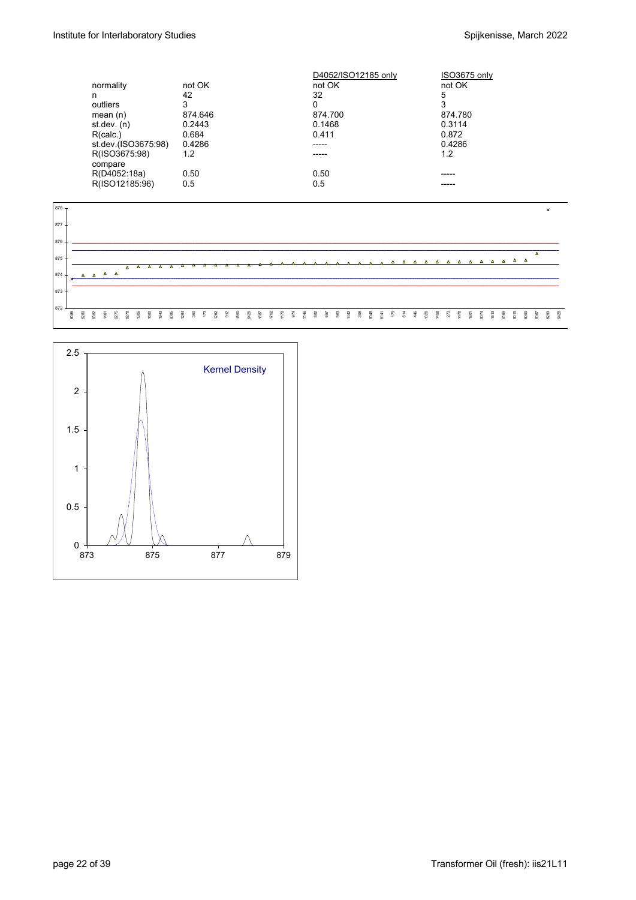|  |  | D4052/ISO12185 only | ISO3675 only |
|---|---|---|---|
| normality | not OK | not OK | not OK |
| n | 42 | 32 | 5 |
| outliers | 3 | 0 | 3 |
| mean (n) | 874.646 | 874.700 | 874.780 |
| st.dev. (n) | 0.2443 | 0.1468 | 0.3114 |
| R(calc.) | 0.684 | 0.411 | 0.872 |
| st.dev.(ISO3675:98) | 0.4286 | ----- | 0.4286 |
| R(ISO3675:98) | 1.2 | ----- | 1.2 |
| compare |  |  |  |
| R(D4052:18a) | 0.50 | 0.50 | ----- |
| R(ISO12185:96) | 0.5 | 0.5 | ----- |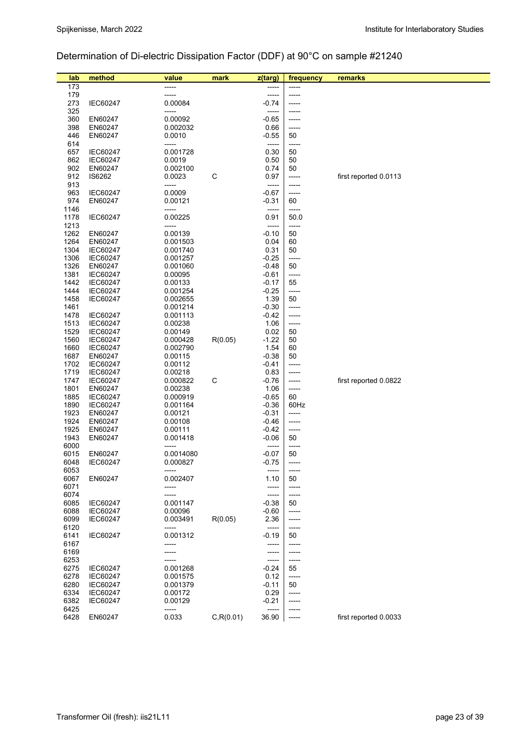## Determination of Di-electric Dissipation Factor (DDF) at 90°C on sample #21240

| lab | method | value | mark | z(targ) | frequency | remarks |
|---|---|---|---|---|---|---|
| 173 | | ----- | | ----- | ----- | |
| 179 | | ----- | | ----- | ----- | |
| 273 | IEC60247 | 0.00084 | | -0.74 | ----- | |
| 325 | | ----- | | ----- | ----- | |
| 360 | EN60247 | 0.00092 | | -0.65 | ----- | |
| 398 | EN60247 | 0.002032 | | 0.66 | ----- | |
| 446 | EN60247 | 0.0010 | | -0.55 | 50 | |
| 614 | | ----- | | ----- | ----- | |
| 657 | IEC60247 | 0.001728 | | 0.30 | 50 | |
| 862 | IEC60247 | 0.0019 | | 0.50 | 50 | |
| 902 | EN60247 | 0.002100 | | 0.74 | 50 | |
| 912 | IS6262 | 0.0023 | C | 0.97 | ----- | first reported 0.0113 |
| 913 | | ----- | | ----- | ----- | |
| 963 | IEC60247 | 0.0009 | | -0.67 | ----- | |
| 974 | EN60247 | 0.00121 | | -0.31 | 60 | |
| 1146 | | ----- | | ----- | ----- | |
| 1178 | IEC60247 | 0.00225 | | 0.91 | 50.0 | |
| 1213 | | ----- | | ----- | ----- | |
| 1262 | EN60247 | 0.00139 | | -0.10 | 50 | |
| 1264 | EN60247 | 0.001503 | | 0.04 | 60 | |
| 1304 | IEC60247 | 0.001740 | | 0.31 | 50 | |
| 1306 | IEC60247 | 0.001257 | | -0.25 | ----- | |
| 1326 | EN60247 | 0.001060 | | -0.48 | 50 | |
| 1381 | IEC60247 | 0.00095 | | -0.61 | ----- | |
| 1442 | IEC60247 | 0.00133 | | -0.17 | 55 | |
| 1444 | IEC60247 | 0.001254 | | -0.25 | ----- | |
| 1458 | IEC60247 | 0.002655 | | 1.39 | 50 | |
| 1461 | | 0.001214 | | -0.30 | ----- | |
| 1478 | IEC60247 | 0.001113 | | -0.42 | ----- | |
| 1513 | IEC60247 | 0.00238 | | 1.06 | ----- | |
| 1529 | IEC60247 | 0.00149 | | 0.02 | 50 | |
| 1560 | IEC60247 | 0.000428 | R(0.05) | -1.22 | 50 | |
| 1660 | IEC60247 | 0.002790 | | 1.54 | 60 | |
| 1687 | EN60247 | 0.00115 | | -0.38 | 50 | |
| 1702 | IEC60247 | 0.00112 | | -0.41 | ----- | |
| 1719 | IEC60247 | 0.00218 | | 0.83 | ----- | |
| 1747 | IEC60247 | 0.000822 | C | -0.76 | ----- | first reported 0.0822 |
| 1801 | EN60247 | 0.00238 | | 1.06 | ----- | |
| 1885 | IEC60247 | 0.000919 | | -0.65 | 60 | |
| 1890 | IEC60247 | 0.001164 | | -0.36 | 60Hz | |
| 1923 | EN60247 | 0.00121 | | -0.31 | ----- | |
| 1924 | EN60247 | 0.00108 | | -0.46 | ----- | |
| 1925 | EN60247 | 0.00111 | | -0.42 | ----- | |
| 1943 | EN60247 | 0.001418 | | -0.06 | 50 | |
| 6000 | | ----- | | ----- | ----- | |
| 6015 | EN60247 | 0.0014080 | | -0.07 | 50 | |
| 6048 | IEC60247 | 0.000827 | | -0.75 | ----- | |
| 6053 | | ----- | | ----- | ----- | |
| 6067 | EN60247 | 0.002407 | | 1.10 | 50 | |
| 6071 | | ----- | | ----- | ----- | |
| 6074 | | ----- | | ----- | ----- | |
| 6085 | IEC60247 | 0.001147 | | -0.38 | 50 | |
| 6088 | IEC60247 | 0.00096 | | -0.60 | ----- | |
| 6099 | IEC60247 | 0.003491 | R(0.05) | 2.36 | ----- | |
| 6120 | | ----- | | ----- | ----- | |
| 6141 | IEC60247 | 0.001312 | | -0.19 | 50 | |
| 6167 | | ----- | | ----- | ----- | |
| 6169 | | ----- | | ----- | ----- | |
| 6253 | | ----- | | ----- | ----- | |
| 6275 | IEC60247 | 0.001268 | | -0.24 | 55 | |
| 6278 | IEC60247 | 0.001575 | | 0.12 | ----- | |
| 6280 | IEC60247 | 0.001379 | | -0.11 | 50 | |
| 6334 | IEC60247 | 0.00172 | | 0.29 | ----- | |
| 6382 | IEC60247 | 0.00129 | | -0.21 | ----- | |
| 6425 | | ----- | | ----- | ----- | |
| 6428 | EN60247 | 0.033 | C,R(0.01) | 36.90 | ----- | first reported 0.0033 |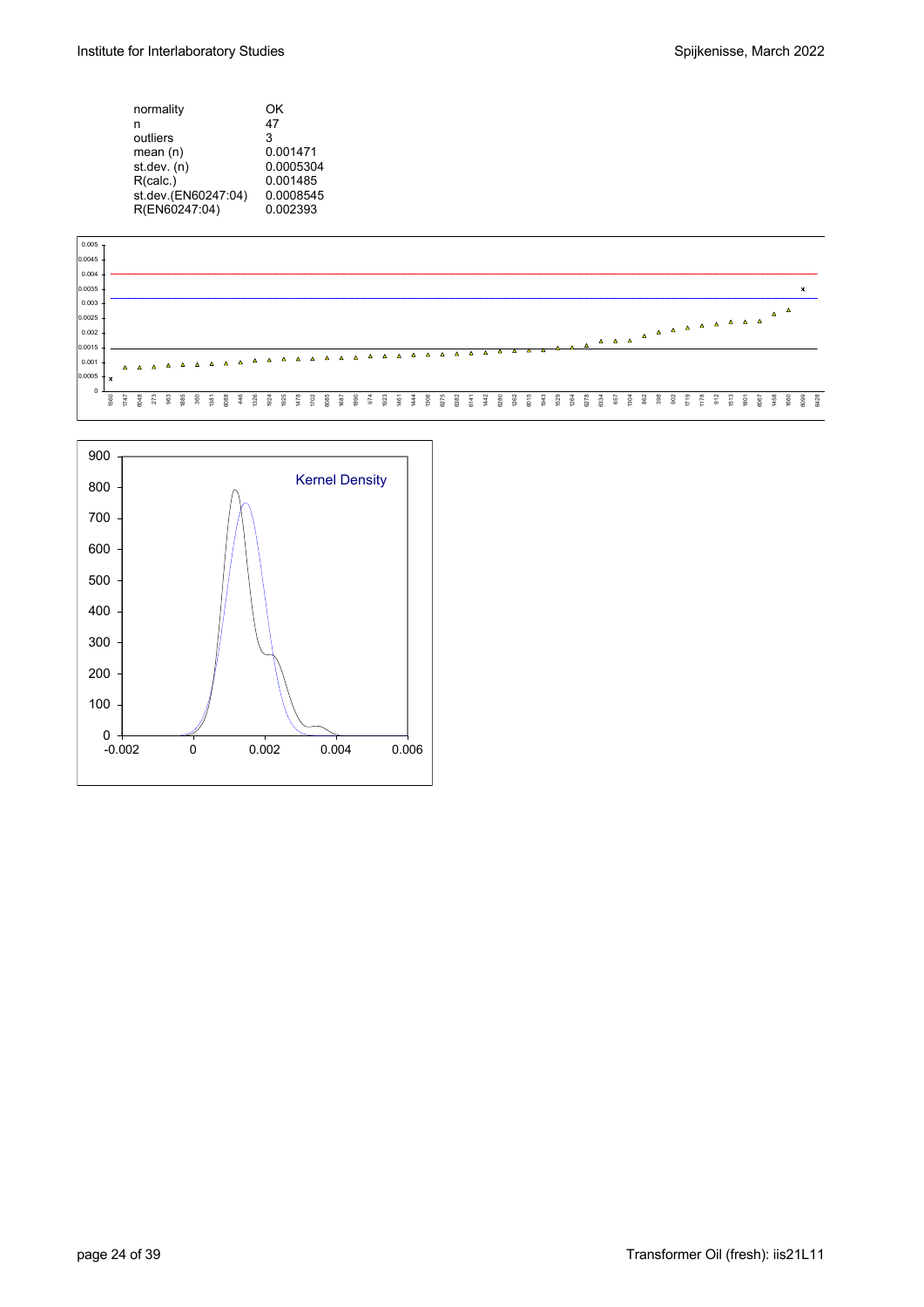| | |
|---|---|
| normality | OK |
| n | 47 |
| outliers | 3 |
| mean (n) | 0.001471 |
| st.dev. (n) | 0.0005304 |
| R(calc.) | 0.001485 |
| st.dev.(EN60247:04) | 0.0008545 |
| R(EN60247:04) | 0.002393 |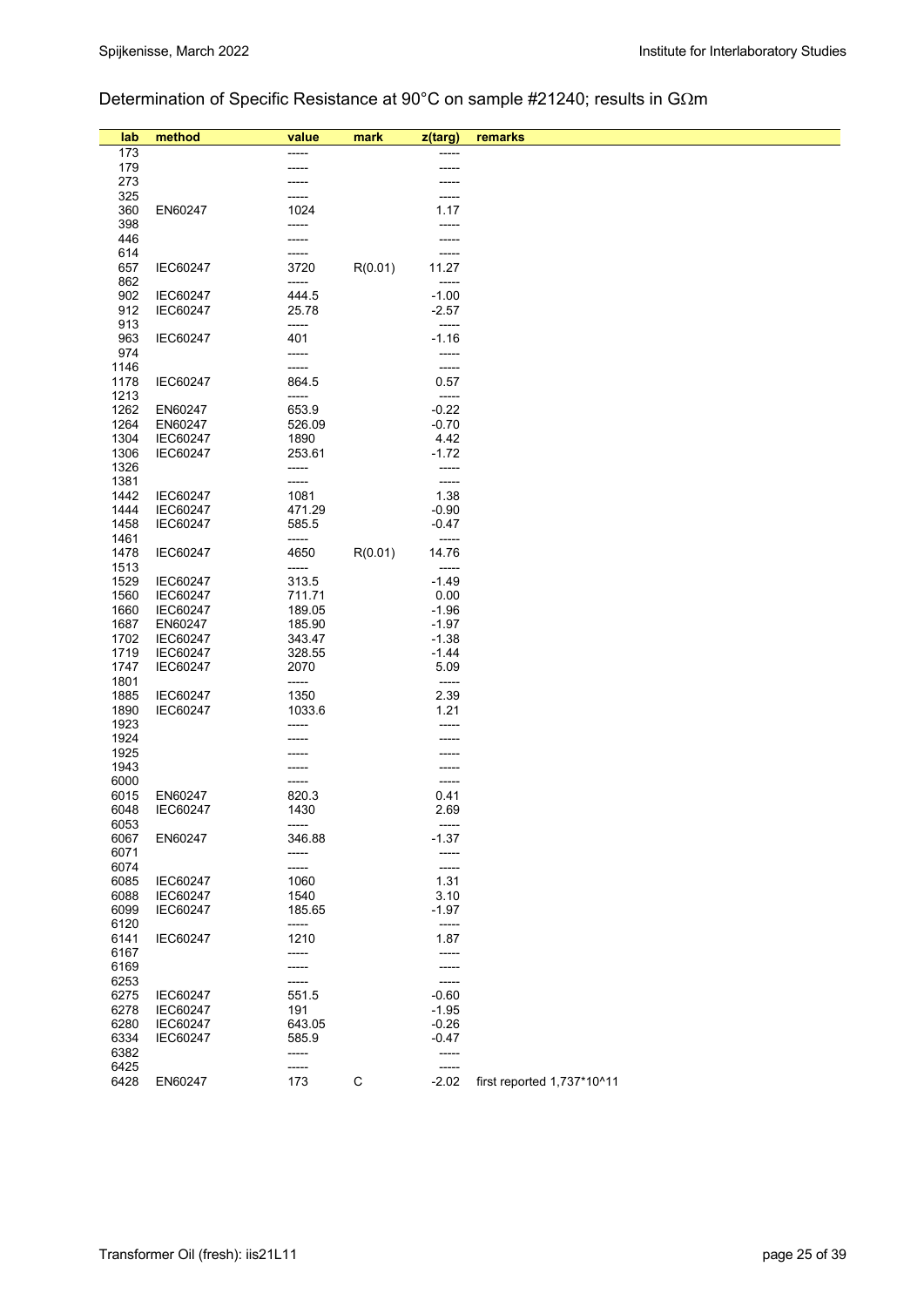## Determination of Specific Resistance at 90°C on sample #21240; results in GΩm

| lab | method | value | mark | z(targ) | remarks |
|---|---|---|---|---|---|
| 173 | | ----- | | ----- | |
| 179 | | ----- | | ----- | |
| 273 | | ----- | | ----- | |
| 325 | | ----- | | ----- | |
| 360 | EN60247 | 1024 | | 1.17 | |
| 398 | | ----- | | ----- | |
| 446 | | ----- | | ----- | |
| 614 | | ----- | | ----- | |
| 657 | IEC60247 | 3720 | R(0.01) | 11.27 | |
| 862 | | ----- | | ----- | |
| 902 | IEC60247 | 444.5 | | -1.00 | |
| 912 | IEC60247 | 25.78 | | -2.57 | |
| 913 | | ----- | | ----- | |
| 963 | IEC60247 | 401 | | -1.16 | |
| 974 | | ----- | | ----- | |
| 1146 | | ----- | | ----- | |
| 1178 | IEC60247 | 864.5 | | 0.57 | |
| 1213 | | ----- | | ----- | |
| 1262 | EN60247 | 653.9 | | -0.22 | |
| 1264 | EN60247 | 526.09 | | -0.70 | |
| 1304 | IEC60247 | 1890 | | 4.42 | |
| 1306 | IEC60247 | 253.61 | | -1.72 | |
| 1326 | | ----- | | ----- | |
| 1381 | | ----- | | ----- | |
| 1442 | IEC60247 | 1081 | | 1.38 | |
| 1444 | IEC60247 | 471.29 | | -0.90 | |
| 1458 | IEC60247 | 585.5 | | -0.47 | |
| 1461 | | ----- | | ----- | |
| 1478 | IEC60247 | 4650 | R(0.01) | 14.76 | |
| 1513 | | ----- | | ----- | |
| 1529 | IEC60247 | 313.5 | | -1.49 | |
| 1560 | IEC60247 | 711.71 | | 0.00 | |
| 1660 | IEC60247 | 189.05 | | -1.96 | |
| 1687 | EN60247 | 185.90 | | -1.97 | |
| 1702 | IEC60247 | 343.47 | | -1.38 | |
| 1719 | IEC60247 | 328.55 | | -1.44 | |
| 1747 | IEC60247 | 2070 | | 5.09 | |
| 1801 | | ----- | | ----- | |
| 1885 | IEC60247 | 1350 | | 2.39 | |
| 1890 | IEC60247 | 1033.6 | | 1.21 | |
| 1923 | | ----- | | ----- | |
| 1924 | | ----- | | ----- | |
| 1925 | | ----- | | ----- | |
| 1943 | | ----- | | ----- | |
| 6000 | | ----- | | ----- | |
| 6015 | EN60247 | 820.3 | | 0.41 | |
| 6048 | IEC60247 | 1430 | | 2.69 | |
| 6053 | | ----- | | ----- | |
| 6067 | EN60247 | 346.88 | | -1.37 | |
| 6071 | | ----- | | ----- | |
| 6074 | | ----- | | ----- | |
| 6085 | IEC60247 | 1060 | | 1.31 | |
| 6088 | IEC60247 | 1540 | | 3.10 | |
| 6099 | IEC60247 | 185.65 | | -1.97 | |
| 6120 | | ----- | | ----- | |
| 6141 | IEC60247 | 1210 | | 1.87 | |
| 6167 | | ----- | | ----- | |
| 6169 | | ----- | | ----- | |
| 6253 | | ----- | | ----- | |
| 6275 | IEC60247 | 551.5 | | -0.60 | |
| 6278 | IEC60247 | 191 | | -1.95 | |
| 6280 | IEC60247 | 643.05 | | -0.26 | |
| 6334 | IEC60247 | 585.9 | | -0.47 | |
| 6382 | | ----- | | ----- | |
| 6425 | | ----- | | ----- | |
| 6428 | EN60247 | 173 | C | -2.02 | first reported 1,737*10^11 |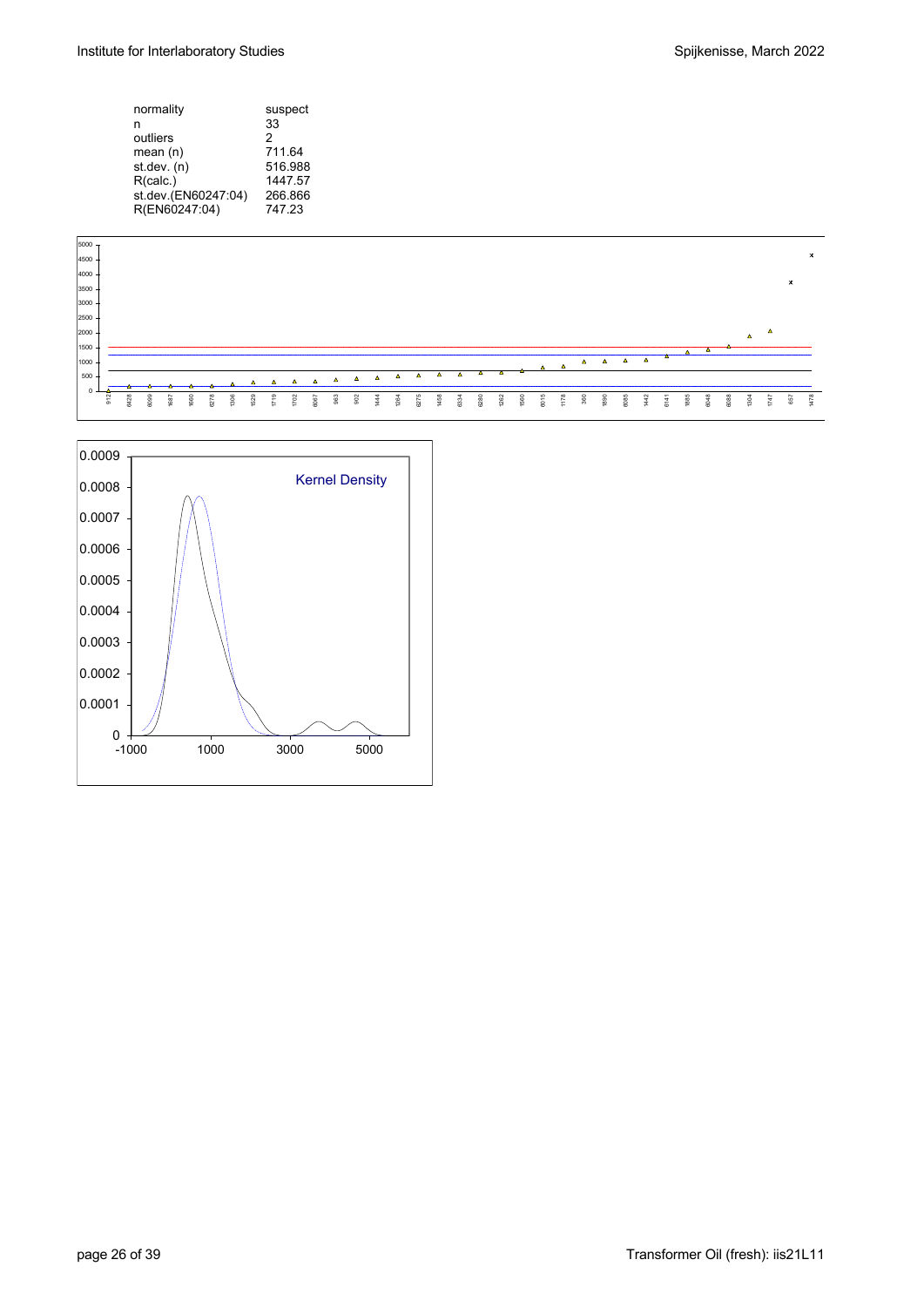| normality | suspect |
|---|---|
| n | 33 |
| outliers | 2 |
| mean (n) | 711.64 |
| st.dev. (n) | 516.988 |
| R(calc.) | 1447.57 |
| st.dev.(EN60247:04) | 266.866 |
| R(EN60247:04) | 747.23 |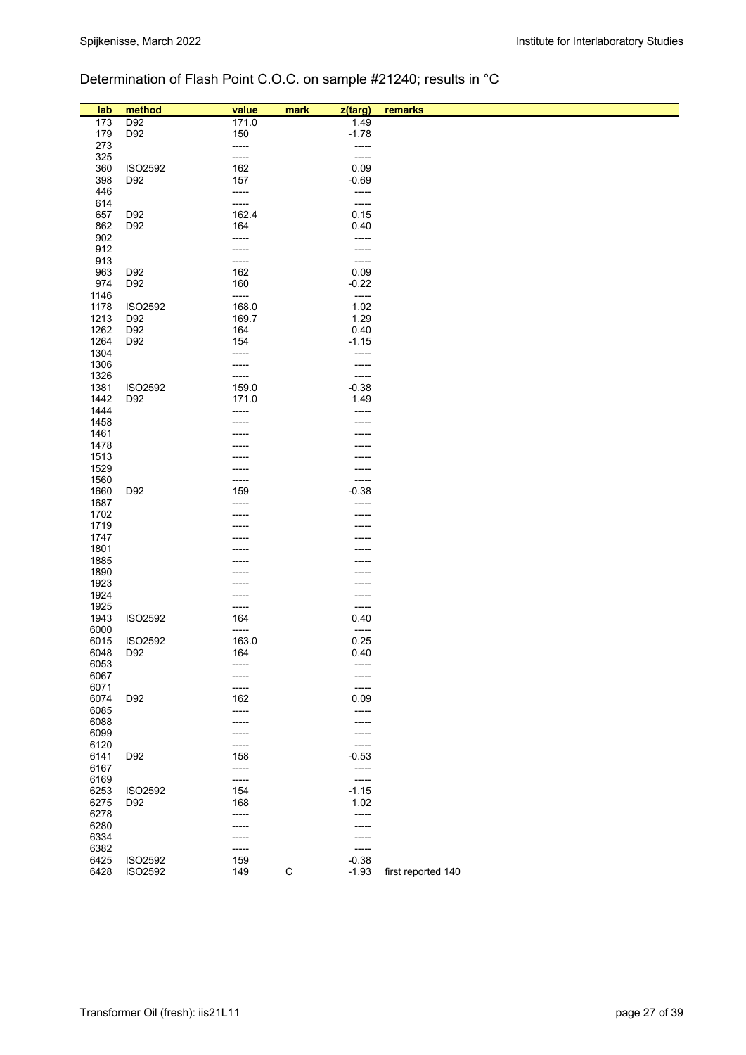## Determination of Flash Point C.O.C. on sample #21240; results in °C

| lab | method | value | mark | z(targ) | remarks |
|---|---|---|---|---|---|
| 173 | D92 | 171.0 | | 1.49 | |
| 179 | D92 | 150 | | -1.78 | |
| 273 | | ----- | | ----- | |
| 325 | | ----- | | ----- | |
| 360 | ISO2592 | 162 | | 0.09 | |
| 398 | D92 | 157 | | -0.69 | |
| 446 | | ----- | | ----- | |
| 614 | | ----- | | ----- | |
| 657 | D92 | 162.4 | | 0.15 | |
| 862 | D92 | 164 | | 0.40 | |
| 902 | | ----- | | ----- | |
| 912 | | ----- | | ----- | |
| 913 | | ----- | | ----- | |
| 963 | D92 | 162 | | 0.09 | |
| 974 | D92 | 160 | | -0.22 | |
| 1146 | | ----- | | ----- | |
| 1178 | ISO2592 | 168.0 | | 1.02 | |
| 1213 | D92 | 169.7 | | 1.29 | |
| 1262 | D92 | 164 | | 0.40 | |
| 1264 | D92 | 154 | | -1.15 | |
| 1304 | | ----- | | ----- | |
| 1306 | | ----- | | ----- | |
| 1326 | | ----- | | ----- | |
| 1381 | ISO2592 | 159.0 | | -0.38 | |
| 1442 | D92 | 171.0 | | 1.49 | |
| 1444 | | ----- | | ----- | |
| 1458 | | ----- | | ----- | |
| 1461 | | ----- | | ----- | |
| 1478 | | ----- | | ----- | |
| 1513 | | ----- | | ----- | |
| 1529 | | ----- | | ----- | |
| 1560 | | ----- | | ----- | |
| 1660 | D92 | 159 | | -0.38 | |
| 1687 | | ----- | | ----- | |
| 1702 | | ----- | | ----- | |
| 1719 | | ----- | | ----- | |
| 1747 | | ----- | | ----- | |
| 1801 | | ----- | | ----- | |
| 1885 | | ----- | | ----- | |
| 1890 | | ----- | | ----- | |
| 1923 | | ----- | | ----- | |
| 1924 | | ----- | | ----- | |
| 1925 | | ----- | | ----- | |
| 1943 | ISO2592 | 164 | | 0.40 | |
| 6000 | | ----- | | ----- | |
| 6015 | ISO2592 | 163.0 | | 0.25 | |
| 6048 | D92 | 164 | | 0.40 | |
| 6053 | | ----- | | ----- | |
| 6067 | | ----- | | ----- | |
| 6071 | | ----- | | ----- | |
| 6074 | D92 | 162 | | 0.09 | |
| 6085 | | ----- | | ----- | |
| 6088 | | ----- | | ----- | |
| 6099 | | ----- | | ----- | |
| 6120 | | ----- | | ----- | |
| 6141 | D92 | 158 | | -0.53 | |
| 6167 | | ----- | | ----- | |
| 6169 | | ----- | | ----- | |
| 6253 | ISO2592 | 154 | | -1.15 | |
| 6275 | D92 | 168 | | 1.02 | |
| 6278 | | ----- | | ----- | |
| 6280 | | ----- | | ----- | |
| 6334 | | ----- | | ----- | |
| 6382 | | ----- | | ----- | |
| 6425 | ISO2592 | 159 | | -0.38 | |
| 6428 | ISO2592 | 149 | C | -1.93 | first reported 140 |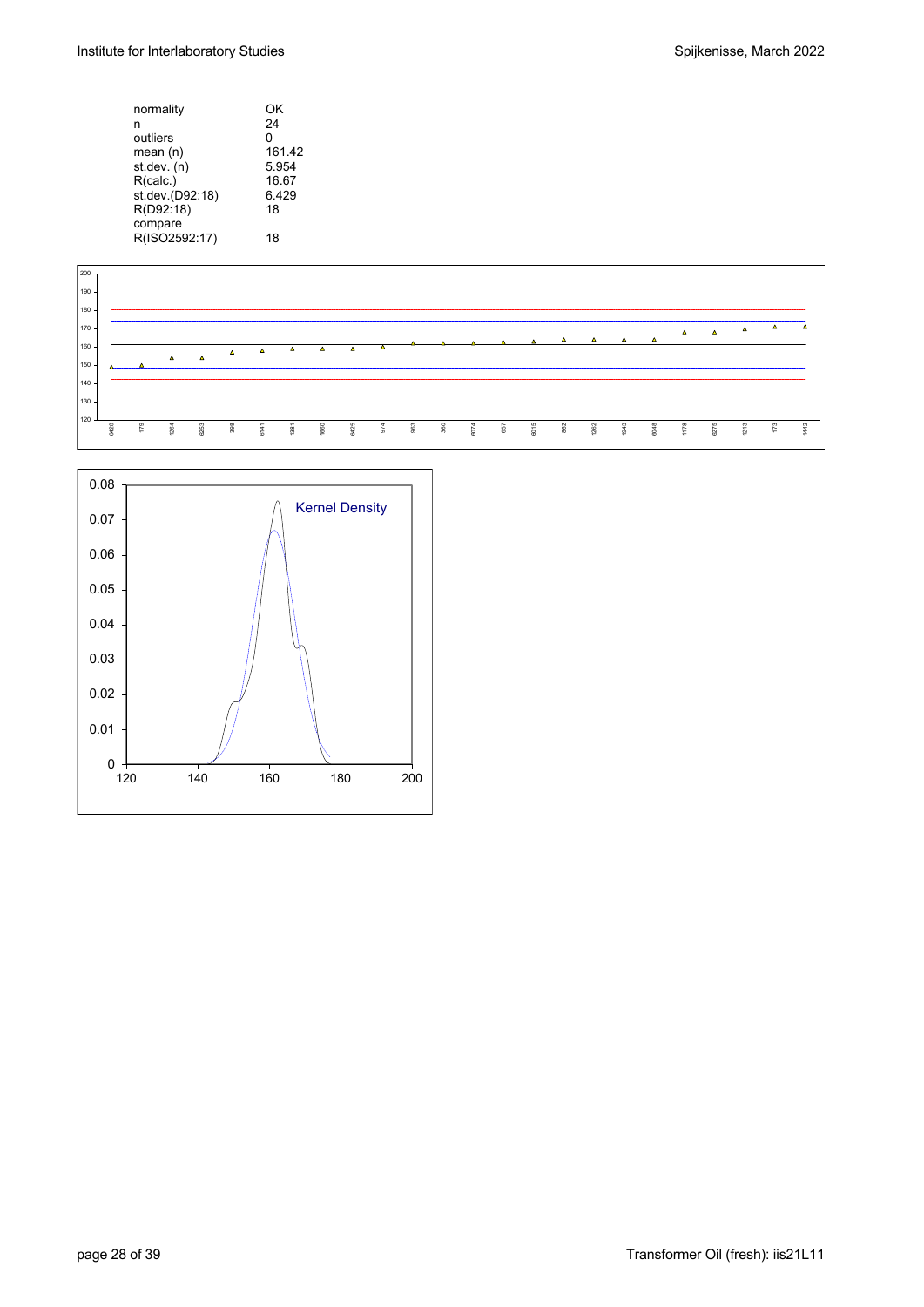| | |
|---|---|
| normality | OK |
| n | 24 |
| outliers | 0 |
| mean (n) | 161.42 |
| st.dev. (n) | 5.954 |
| R(calc.) | 16.67 |
| st.dev.(D92:18) | 6.429 |
| R(D92:18) | 18 |
| compare | |
| R(ISO2592:17) | 18 |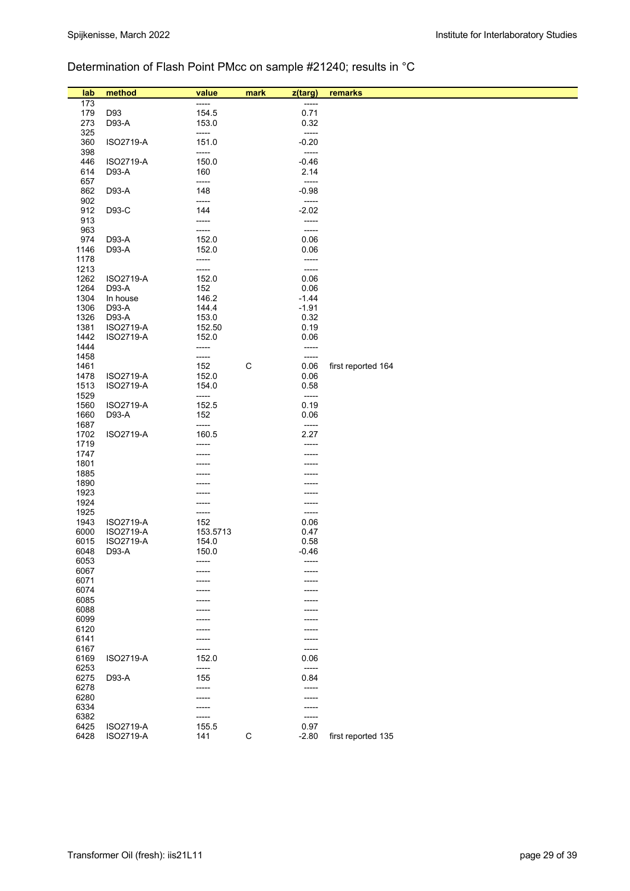## Determination of Flash Point PMcc on sample #21240; results in °C

| lab | method | value | mark | z(targ) | remarks |
|---|---|---|---|---|---|
| 173 | | ----- | | ----- | |
| 179 | D93 | 154.5 | | 0.71 | |
| 273 | D93-A | 153.0 | | 0.32 | |
| 325 | | ----- | | ----- | |
| 360 | ISO2719-A | 151.0 | | -0.20 | |
| 398 | | ----- | | ----- | |
| 446 | ISO2719-A | 150.0 | | -0.46 | |
| 614 | D93-A | 160 | | 2.14 | |
| 657 | | ----- | | ----- | |
| 862 | D93-A | 148 | | -0.98 | |
| 902 | | ----- | | ----- | |
| 912 | D93-C | 144 | | -2.02 | |
| 913 | | ----- | | ----- | |
| 963 | | ----- | | ----- | |
| 974 | D93-A | 152.0 | | 0.06 | |
| 1146 | D93-A | 152.0 | | 0.06 | |
| 1178 | | ----- | | ----- | |
| 1213 | | ----- | | ----- | |
| 1262 | ISO2719-A | 152.0 | | 0.06 | |
| 1264 | D93-A | 152 | | 0.06 | |
| 1304 | In house | 146.2 | | -1.44 | |
| 1306 | D93-A | 144.4 | | -1.91 | |
| 1326 | D93-A | 153.0 | | 0.32 | |
| 1381 | ISO2719-A | 152.50 | | 0.19 | |
| 1442 | ISO2719-A | 152.0 | | 0.06 | |
| 1444 | | ----- | | ----- | |
| 1458 | | ----- | | ----- | |
| 1461 | | 152 | C | 0.06 | first reported 164 |
| 1478 | ISO2719-A | 152.0 | | 0.06 | |
| 1513 | ISO2719-A | 154.0 | | 0.58 | |
| 1529 | | ----- | | ----- | |
| 1560 | ISO2719-A | 152.5 | | 0.19 | |
| 1660 | D93-A | 152 | | 0.06 | |
| 1687 | | ----- | | ----- | |
| 1702 | ISO2719-A | 160.5 | | 2.27 | |
| 1719 | | ----- | | ----- | |
| 1747 | | ----- | | ----- | |
| 1801 | | ----- | | ----- | |
| 1885 | | ----- | | ----- | |
| 1890 | | ----- | | ----- | |
| 1923 | | ----- | | ----- | |
| 1924 | | ----- | | ----- | |
| 1925 | | ----- | | ----- | |
| 1943 | ISO2719-A | 152 | | 0.06 | |
| 6000 | ISO2719-A | 153.5713 | | 0.47 | |
| 6015 | ISO2719-A | 154.0 | | 0.58 | |
| 6048 | D93-A | 150.0 | | -0.46 | |
| 6053 | | ----- | | ----- | |
| 6067 | | ----- | | ----- | |
| 6071 | | ----- | | ----- | |
| 6074 | | ----- | | ----- | |
| 6085 | | ----- | | ----- | |
| 6088 | | ----- | | ----- | |
| 6099 | | ----- | | ----- | |
| 6120 | | ----- | | ----- | |
| 6141 | | ----- | | ----- | |
| 6167 | | ----- | | ----- | |
| 6169 | ISO2719-A | 152.0 | | 0.06 | |
| 6253 | | ----- | | ----- | |
| 6275 | D93-A | 155 | | 0.84 | |
| 6278 | | ----- | | ----- | |
| 6280 | | ----- | | ----- | |
| 6334 | | ----- | | ----- | |
| 6382 | | ----- | | ----- | |
| 6425 | ISO2719-A | 155.5 | | 0.97 | |
| 6428 | ISO2719-A | 141 | C | -2.80 | first reported 135 |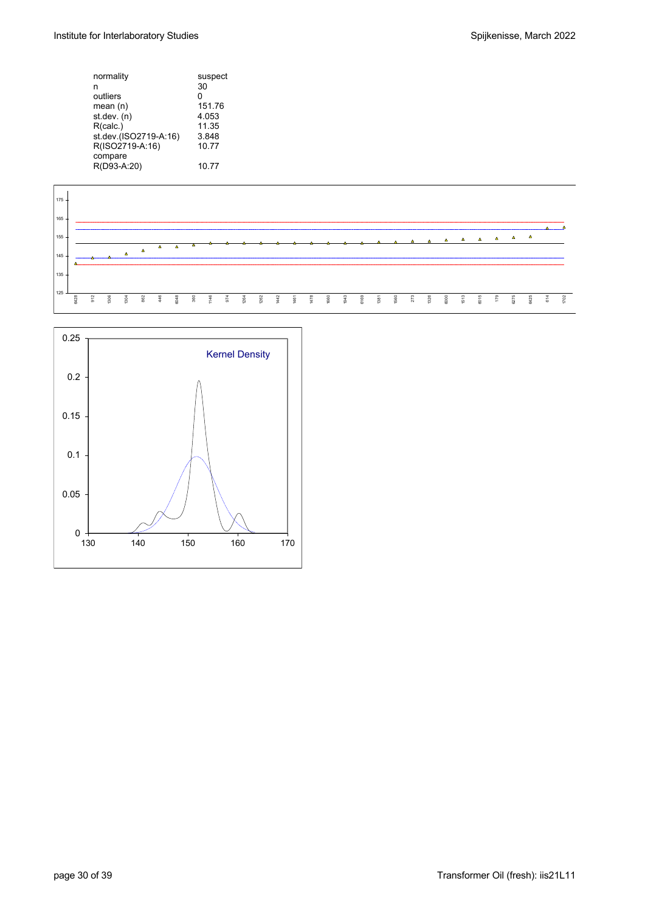| | |
|---|---|
| normality | suspect |
| n | 30 |
| outliers | 0 |
| mean (n) | 151.76 |
| st.dev. (n) | 4.053 |
| R(calc.) | 11.35 |
| st.dev.(ISO2719-A:16) | 3.848 |
| R(ISO2719-A:16) | 10.77 |
| compare | |
| R(D93-A:20) | 10.77 |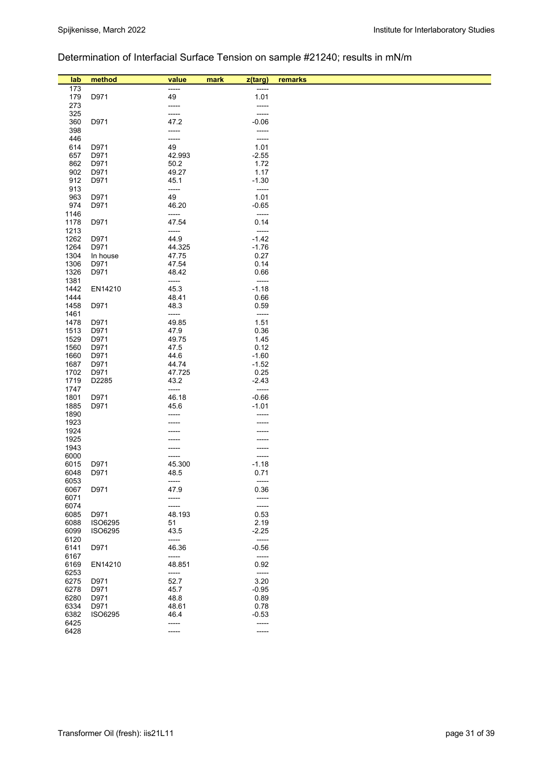## Determination of Interfacial Surface Tension on sample #21240; results in mN/m

| lab | method | value | mark | z(targ) | remarks |
|---|---|---|---|---|---|
| 173 | | ----- | | ----- | |
| 179 | D971 | 49 | | 1.01 | |
| 273 | | ----- | | ----- | |
| 325 | | ----- | | ----- | |
| 360 | D971 | 47.2 | | -0.06 | |
| 398 | | ----- | | ----- | |
| 446 | | ----- | | ----- | |
| 614 | D971 | 49 | | 1.01 | |
| 657 | D971 | 42.993 | | -2.55 | |
| 862 | D971 | 50.2 | | 1.72 | |
| 902 | D971 | 49.27 | | 1.17 | |
| 912 | D971 | 45.1 | | -1.30 | |
| 913 | | ----- | | ----- | |
| 963 | D971 | 49 | | 1.01 | |
| 974 | D971 | 46.20 | | -0.65 | |
| 1146 | | ----- | | ----- | |
| 1178 | D971 | 47.54 | | 0.14 | |
| 1213 | | ----- | | ----- | |
| 1262 | D971 | 44.9 | | -1.42 | |
| 1264 | D971 | 44.325 | | -1.76 | |
| 1304 | In house | 47.75 | | 0.27 | |
| 1306 | D971 | 47.54 | | 0.14 | |
| 1326 | D971 | 48.42 | | 0.66 | |
| 1381 | | ----- | | ----- | |
| 1442 | EN14210 | 45.3 | | -1.18 | |
| 1444 | | 48.41 | | 0.66 | |
| 1458 | D971 | 48.3 | | 0.59 | |
| 1461 | | ----- | | ----- | |
| 1478 | D971 | 49.85 | | 1.51 | |
| 1513 | D971 | 47.9 | | 0.36 | |
| 1529 | D971 | 49.75 | | 1.45 | |
| 1560 | D971 | 47.5 | | 0.12 | |
| 1660 | D971 | 44.6 | | -1.60 | |
| 1687 | D971 | 44.74 | | -1.52 | |
| 1702 | D971 | 47.725 | | 0.25 | |
| 1719 | D2285 | 43.2 | | -2.43 | |
| 1747 | | ----- | | ----- | |
| 1801 | D971 | 46.18 | | -0.66 | |
| 1885 | D971 | 45.6 | | -1.01 | |
| 1890 | | ----- | | ----- | |
| 1923 | | ----- | | ----- | |
| 1924 | | ----- | | ----- | |
| 1925 | | ----- | | ----- | |
| 1943 | | ----- | | ----- | |
| 6000 | | ----- | | ----- | |
| 6015 | D971 | 45.300 | | -1.18 | |
| 6048 | D971 | 48.5 | | 0.71 | |
| 6053 | | ----- | | ----- | |
| 6067 | D971 | 47.9 | | 0.36 | |
| 6071 | | ----- | | ----- | |
| 6074 | | ----- | | ----- | |
| 6085 | D971 | 48.193 | | 0.53 | |
| 6088 | ISO6295 | 51 | | 2.19 | |
| 6099 | ISO6295 | 43.5 | | -2.25 | |
| 6120 | | ----- | | ----- | |
| 6141 | D971 | 46.36 | | -0.56 | |
| 6167 | | ----- | | ----- | |
| 6169 | EN14210 | 48.851 | | 0.92 | |
| 6253 | | ----- | | ----- | |
| 6275 | D971 | 52.7 | | 3.20 | |
| 6278 | D971 | 45.7 | | -0.95 | |
| 6280 | D971 | 48.8 | | 0.89 | |
| 6334 | D971 | 48.61 | | 0.78 | |
| 6382 | ISO6295 | 46.4 | | -0.53 | |
| 6425 | | ----- | | ----- | |
| 6428 | | ----- | | ----- | |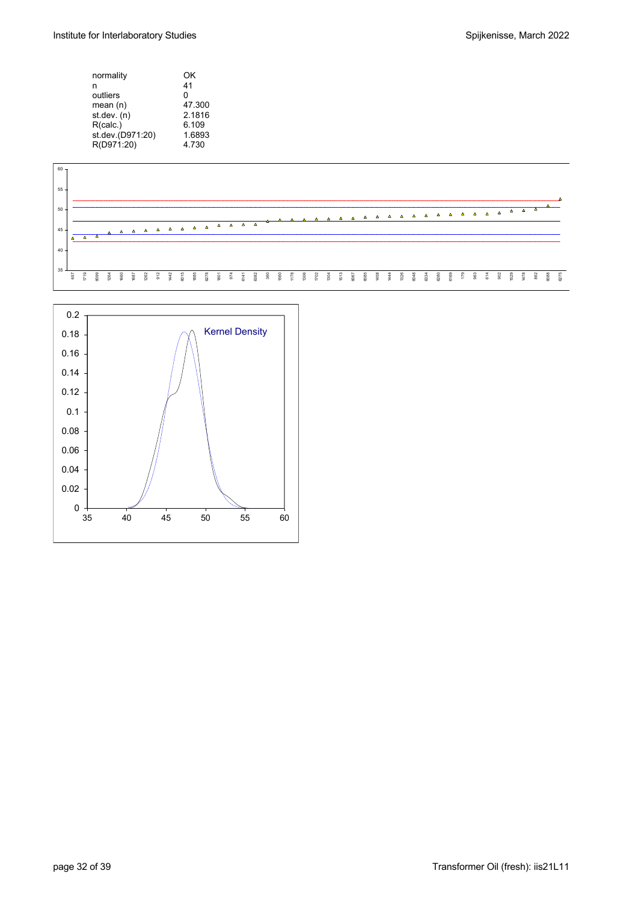| | |
|---|---|
| normality | OK |
| n | 41 |
| outliers | 0 |
| mean (n) | 47.300 |
| st.dev. (n) | 2.1816 |
| R(calc.) | 6.109 |
| st.dev.(D971:20) | 1.6893 |
| R(D971:20) | 4.730 |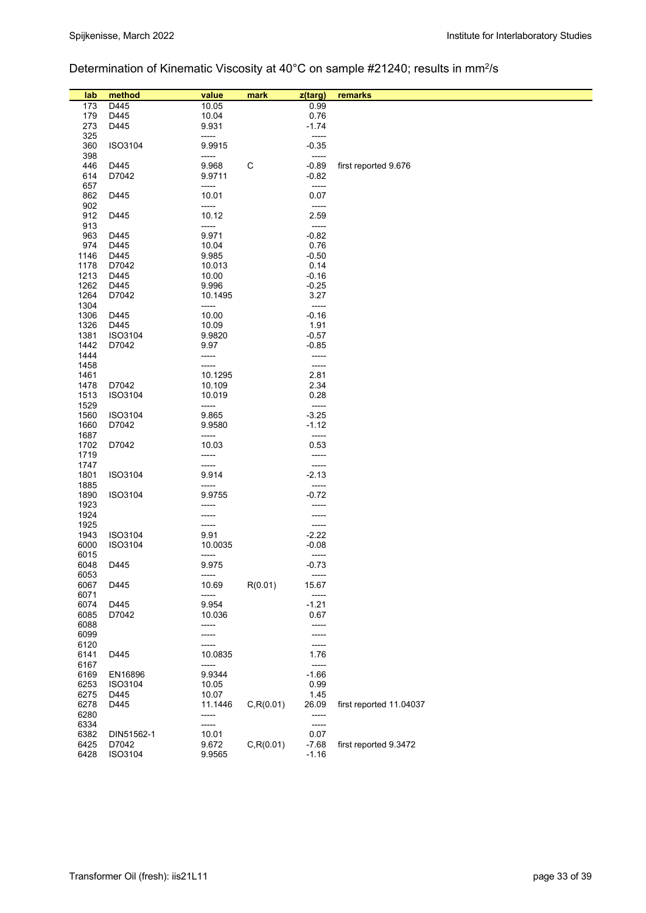## Determination of Kinematic Viscosity at 40°C on sample #21240; results in $mm^2/s$

| lab | method | value | mark | z(targ) | remarks |
|---|---|---|---|---|---|
| 173 | D445 | 10.05 | | 0.99 | |
| 179 | D445 | 10.04 | | 0.76 | |
| 273 | D445 | 9.931 | | -1.74 | |
| 325 | | ----- | | ----- | |
| 360 | ISO3104 | 9.9915 | | -0.35 | |
| 398 | | ----- | | ----- | |
| 446 | D445 | 9.968 | C | -0.89 | first reported 9.676 |
| 614 | D7042 | 9.9711 | | -0.82 | |
| 657 | | ----- | | ----- | |
| 862 | D445 | 10.01 | | 0.07 | |
| 902 | | ----- | | ----- | |
| 912 | D445 | 10.12 | | 2.59 | |
| 913 | | ----- | | ----- | |
| 963 | D445 | 9.971 | | -0.82 | |
| 974 | D445 | 10.04 | | 0.76 | |
| 1146 | D445 | 9.985 | | -0.50 | |
| 1178 | D7042 | 10.013 | | 0.14 | |
| 1213 | D445 | 10.00 | | -0.16 | |
| 1262 | D445 | 9.996 | | -0.25 | |
| 1264 | D7042 | 10.1495 | | 3.27 | |
| 1304 | | ----- | | ----- | |
| 1306 | D445 | 10.00 | | -0.16 | |
| 1326 | D445 | 10.09 | | 1.91 | |
| 1381 | ISO3104 | 9.9820 | | -0.57 | |
| 1442 | D7042 | 9.97 | | -0.85 | |
| 1444 | | ----- | | ----- | |
| 1458 | | ----- | | ----- | |
| 1461 | | 10.1295 | | 2.81 | |
| 1478 | D7042 | 10.109 | | 2.34 | |
| 1513 | ISO3104 | 10.019 | | 0.28 | |
| 1529 | | ----- | | ----- | |
| 1560 | ISO3104 | 9.865 | | -3.25 | |
| 1660 | D7042 | 9.9580 | | -1.12 | |
| 1687 | | ----- | | ----- | |
| 1702 | D7042 | 10.03 | | 0.53 | |
| 1719 | | ----- | | ----- | |
| 1747 | | ----- | | ----- | |
| 1801 | ISO3104 | 9.914 | | -2.13 | |
| 1885 | | ----- | | ----- | |
| 1890 | ISO3104 | 9.9755 | | -0.72 | |
| 1923 | | ----- | | ----- | |
| 1924 | | ----- | | ----- | |
| 1925 | | ----- | | ----- | |
| 1943 | ISO3104 | 9.91 | | -2.22 | |
| 6000 | ISO3104 | 10.0035 | | -0.08 | |
| 6015 | | ----- | | ----- | |
| 6048 | D445 | 9.975 | | -0.73 | |
| 6053 | | ----- | | ----- | |
| 6067 | D445 | 10.69 | R(0.01) | 15.67 | |
| 6071 | | ----- | | ----- | |
| 6074 | D445 | 9.954 | | -1.21 | |
| 6085 | D7042 | 10.036 | | 0.67 | |
| 6088 | | ----- | | ----- | |
| 6099 | | ----- | | ----- | |
| 6120 | | ----- | | ----- | |
| 6141 | D445 | 10.0835 | | 1.76 | |
| 6167 | | ----- | | ----- | |
| 6169 | EN16896 | 9.9344 | | -1.66 | |
| 6253 | ISO3104 | 10.05 | | 0.99 | |
| 6275 | D445 | 10.07 | | 1.45 | |
| 6278 | D445 | 11.1446 | C,R(0.01) | 26.09 | first reported 11.04037 |
| 6280 | | ----- | | ----- | |
| 6334 | | ----- | | ----- | |
| 6382 | DIN51562-1 | 10.01 | | 0.07 | |
| 6425 | D7042 | 9.672 | C,R(0.01) | -7.68 | first reported 9.3472 |
| 6428 | ISO3104 | 9.9565 | | -1.16 | |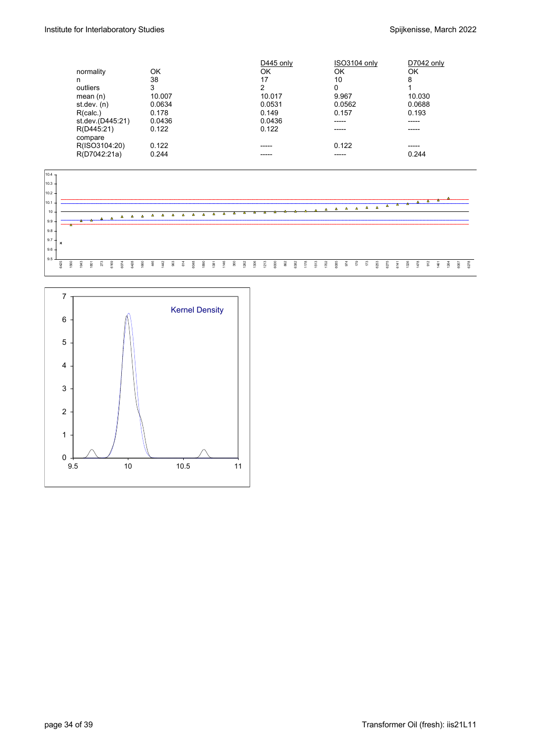| | | D445 only | ISO3104 only | D7042 only |
|---|---|---|---|---|
| normality | OK | OK | OK | OK |
| n | 38 | 17 | 10 | 8 |
| outliers | 3 | 2 | 0 | 1 |
| mean (n) | 10.007 | 10.017 | 9.967 | 10.030 |
| st.dev. (n) | 0.0634 | 0.0531 | 0.0562 | 0.0688 |
| R(calc.) | 0.178 | 0.149 | 0.157 | 0.193 |
| st.dev.(D445:21) | 0.0436 | 0.0436 | ----- | ----- |
| R(D445:21) | 0.122 | 0.122 | ----- | ----- |
| compare | | | | |
| R(ISO3104:20) | 0.122 | ----- | 0.122 | ----- |
| R(D7042:21a) | 0.244 | ----- | ----- | 0.244 |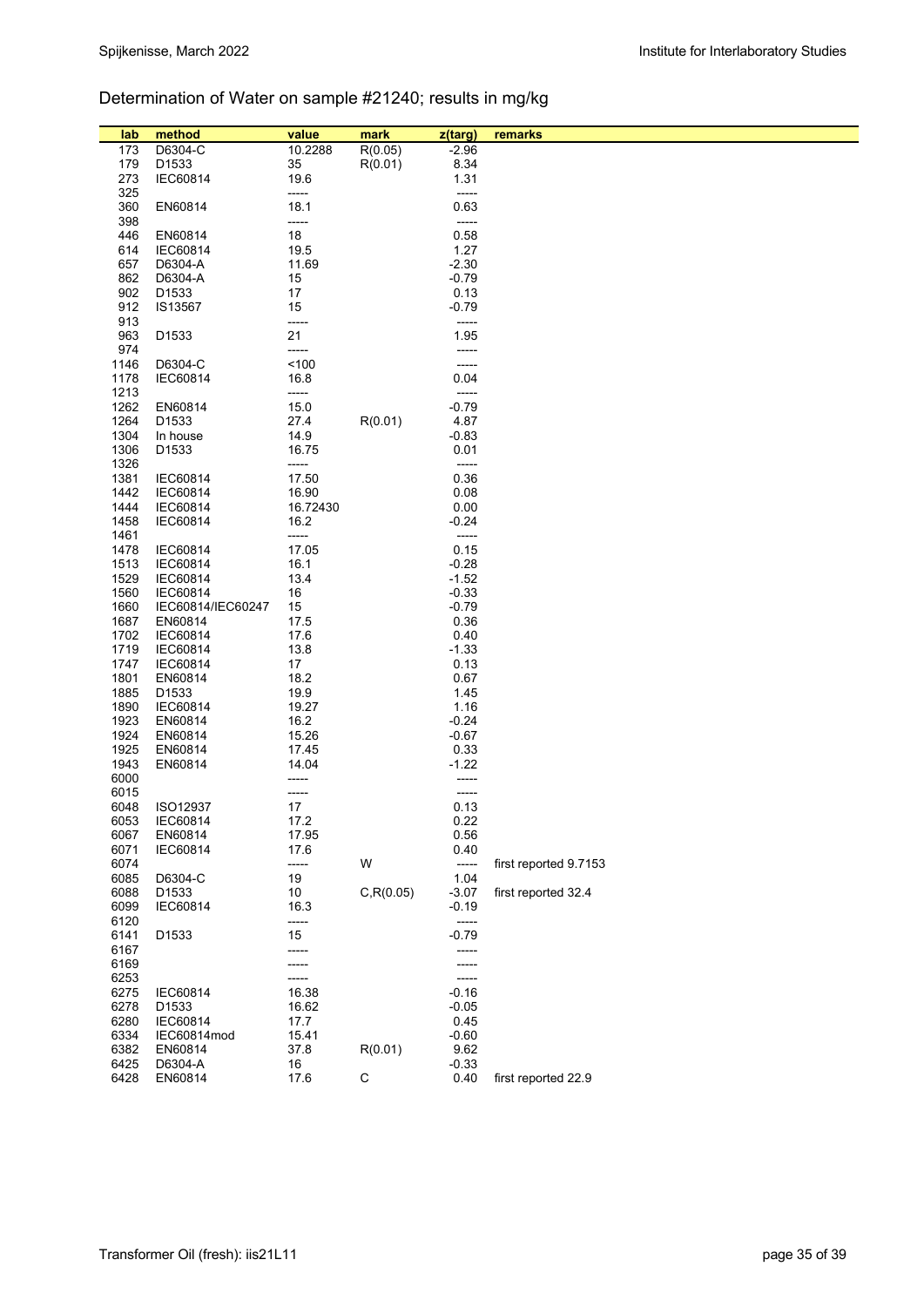## Determination of Water on sample #21240; results in mg/kg

| lab | method | value | mark | z(targ) | remarks |
|---|---|---|---|---|---|
| 173 | D6304-C | 10.2288 | R(0.05) | -2.96 | |
| 179 | D1533 | 35 | R(0.01) | 8.34 | |
| 273 | IEC60814 | 19.6 | | 1.31 | |
| 325 | | ----- | | ----- | |
| 360 | EN60814 | 18.1 | | 0.63 | |
| 398 | | ----- | | ----- | |
| 446 | EN60814 | 18 | | 0.58 | |
| 614 | IEC60814 | 19.5 | | 1.27 | |
| 657 | D6304-A | 11.69 | | -2.30 | |
| 862 | D6304-A | 15 | | -0.79 | |
| 902 | D1533 | 17 | | 0.13 | |
| 912 | IS13567 | 15 | | -0.79 | |
| 913 | | ----- | | ----- | |
| 963 | D1533 | 21 | | 1.95 | |
| 974 | | ----- | | ----- | |
| 1146 | D6304-C | <100 | | ----- | |
| 1178 | IEC60814 | 16.8 | | 0.04 | |
| 1213 | | ----- | | ----- | |
| 1262 | EN60814 | 15.0 | | -0.79 | |
| 1264 | D1533 | 27.4 | R(0.01) | 4.87 | |
| 1304 | In house | 14.9 | | -0.83 | |
| 1306 | D1533 | 16.75 | | 0.01 | |
| 1326 | | ----- | | ----- | |
| 1381 | IEC60814 | 17.50 | | 0.36 | |
| 1442 | IEC60814 | 16.90 | | 0.08 | |
| 1444 | IEC60814 | 16.72430 | | 0.00 | |
| 1458 | IEC60814 | 16.2 | | -0.24 | |
| 1461 | | ----- | | ----- | |
| 1478 | IEC60814 | 17.05 | | 0.15 | |
| 1513 | IEC60814 | 16.1 | | -0.28 | |
| 1529 | IEC60814 | 13.4 | | -1.52 | |
| 1560 | IEC60814 | 16 | | -0.33 | |
| 1660 | IEC60814/IEC60247 | 15 | | -0.79 | |
| 1687 | EN60814 | 17.5 | | 0.36 | |
| 1702 | IEC60814 | 17.6 | | 0.40 | |
| 1719 | IEC60814 | 13.8 | | -1.33 | |
| 1747 | IEC60814 | 17 | | 0.13 | |
| 1801 | EN60814 | 18.2 | | 0.67 | |
| 1885 | D1533 | 19.9 | | 1.45 | |
| 1890 | IEC60814 | 19.27 | | 1.16 | |
| 1923 | EN60814 | 16.2 | | -0.24 | |
| 1924 | EN60814 | 15.26 | | -0.67 | |
| 1925 | EN60814 | 17.45 | | 0.33 | |
| 1943 | EN60814 | 14.04 | | -1.22 | |
| 6000 | | ----- | | ----- | |
| 6015 | | ----- | | ----- | |
| 6048 | ISO12937 | 17 | | 0.13 | |
| 6053 | IEC60814 | 17.2 | | 0.22 | |
| 6067 | EN60814 | 17.95 | | 0.56 | |
| 6071 | IEC60814 | 17.6 | | 0.40 | |
| 6074 | | ----- | W | ----- | first reported 9.7153 |
| 6085 | D6304-C | 19 | | 1.04 | |
| 6088 | D1533 | 10 | C,R(0.05) | -3.07 | first reported 32.4 |
| 6099 | IEC60814 | 16.3 | | -0.19 | |
| 6120 | | ----- | | ----- | |
| 6141 | D1533 | 15 | | -0.79 | |
| 6167 | | ----- | | ----- | |
| 6169 | | ----- | | ----- | |
| 6253 | | ----- | | ----- | |
| 6275 | IEC60814 | 16.38 | | -0.16 | |
| 6278 | D1533 | 16.62 | | -0.05 | |
| 6280 | IEC60814 | 17.7 | | 0.45 | |
| 6334 | IEC60814mod | 15.41 | | -0.60 | |
| 6382 | EN60814 | 37.8 | R(0.01) | 9.62 | |
| 6425 | D6304-A | 16 | | -0.33 | |
| 6428 | EN60814 | 17.6 | C | 0.40 | first reported 22.9 |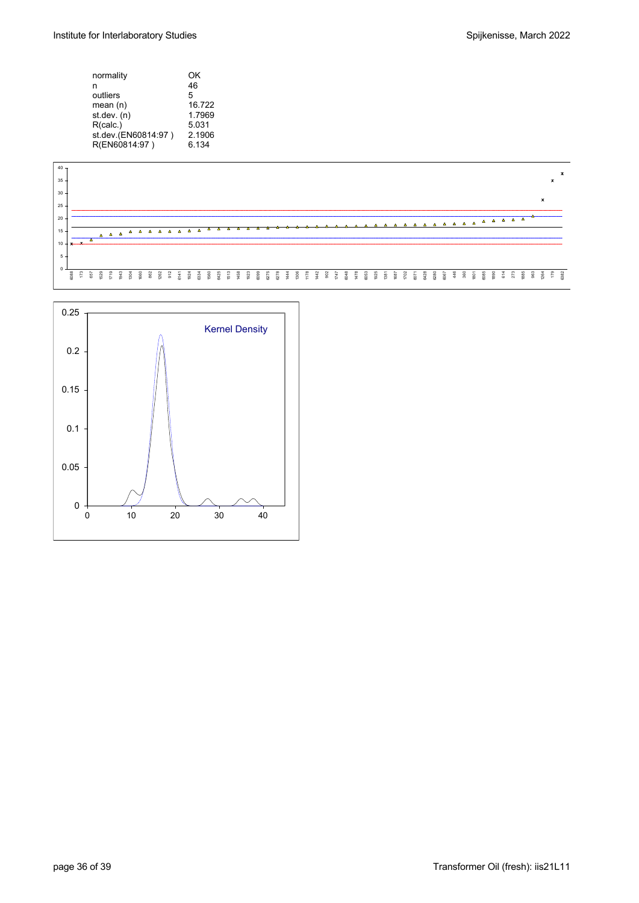| | |
|---|---|
| normality | OK |
| n | 46 |
| outliers | 5 |
| mean (n) | 16.722 |
| st.dev. (n) | 1.7969 |
| R(calc.) | 5.031 |
| st.dev.(EN60814:97 ) | 2.1906 |
| R(EN60814:97 ) | 6.134 |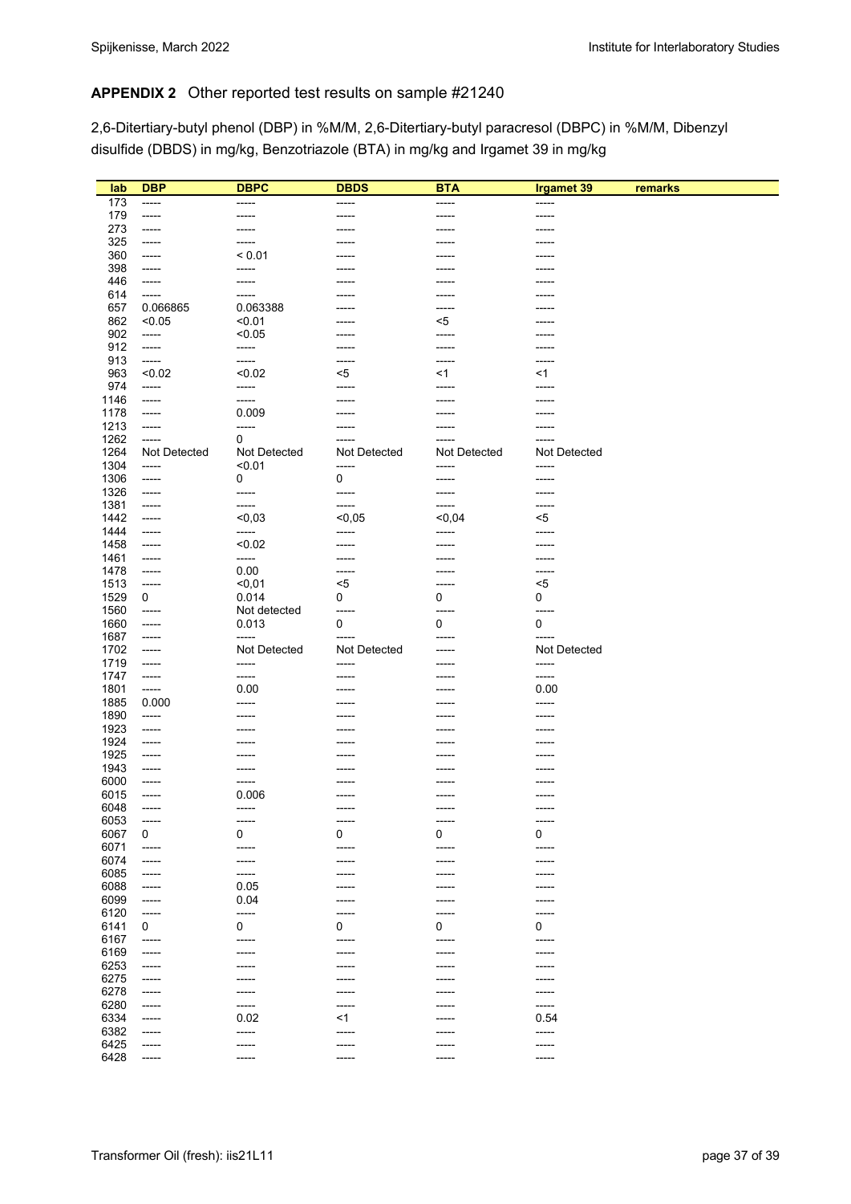## APPENDIX 2 Other reported test results on sample #21240

2,6-Ditertiary-butyl phenol (DBP) in %M/M, 2,6-Ditertiary-butyl paracresol (DBPC) in %M/M, Dibenzyl disulfide (DBDS) in mg/kg, Benzotriazole (BTA) in mg/kg and Irgamet 39 in mg/kg

| lab | DBP | DBPC | DBDS | BTA | Irgamet 39 | remarks |
|---|---|---|---|---|---|---|
| 173 | ----- | ----- | ----- | ----- | ----- | |
| 179 | ----- | ----- | ----- | ----- | ----- | |
| 273 | ----- | ----- | ----- | ----- | ----- | |
| 325 | ----- | ----- | ----- | ----- | ----- | |
| 360 | ----- | < 0.01 | ----- | ----- | ----- | |
| 398 | ----- | ----- | ----- | ----- | ----- | |
| 446 | ----- | ----- | ----- | ----- | ----- | |
| 614 | ----- | ----- | ----- | ----- | ----- | |
| 657 | 0.066865 | 0.063388 | ----- | ----- | ----- | |
| 862 | <0.05 | <0.01 | ----- | <5 | ----- | |
| 902 | ----- | <0.05 | ----- | ----- | ----- | |
| 912 | ----- | ----- | ----- | ----- | ----- | |
| 913 | ----- | ----- | ----- | ----- | ----- | |
| 963 | <0.02 | <0.02 | <5 | <1 | <1 | |
| 974 | ----- | ----- | ----- | ----- | ----- | |
| 1146 | ----- | ----- | ----- | ----- | ----- | |
| 1178 | ----- | 0.009 | ----- | ----- | ----- | |
| 1213 | ----- | ----- | ----- | ----- | ----- | |
| 1262 | ----- | 0 | ----- | ----- | ----- | |
| 1264 | Not Detected | Not Detected | Not Detected | Not Detected | Not Detected | |
| 1304 | ----- | <0.01 | ----- | ----- | ----- | |
| 1306 | ----- | 0 | 0 | ----- | ----- | |
| 1326 | ----- | ----- | ----- | ----- | ----- | |
| 1381 | ----- | ----- | ----- | ----- | ----- | |
| 1442 | ----- | <0,03 | <0,05 | <0,04 | <5 | |
| 1444 | ----- | ----- | ----- | ----- | ----- | |
| 1458 | ----- | <0.02 | ----- | ----- | ----- | |
| 1461 | ----- | ----- | ----- | ----- | ----- | |
| 1478 | ----- | 0.00 | ----- | ----- | ----- | |
| 1513 | ----- | <0,01 | <5 | ----- | <5 | |
| 1529 | 0 | 0.014 | 0 | 0 | 0 | |
| 1560 | ----- | Not detected | ----- | ----- | ----- | |
| 1660 | ----- | 0.013 | 0 | 0 | 0 | |
| 1687 | ----- | ----- | ----- | ----- | ----- | |
| 1702 | ----- | Not Detected | Not Detected | ----- | Not Detected | |
| 1719 | ----- | ----- | ----- | ----- | ----- | |
| 1747 | ----- | ----- | ----- | ----- | ----- | |
| 1801 | ----- | 0.00 | ----- | ----- | 0.00 | |
| 1885 | 0.000 | ----- | ----- | ----- | ----- | |
| 1890 | ----- | ----- | ----- | ----- | ----- | |
| 1923 | ----- | ----- | ----- | ----- | ----- | |
| 1924 | ----- | ----- | ----- | ----- | ----- | |
| 1925 | ----- | ----- | ----- | ----- | ----- | |
| 1943 | ----- | ----- | ----- | ----- | ----- | |
| 6000 | ----- | ----- | ----- | ----- | ----- | |
| 6015 | ----- | 0.006 | ----- | ----- | ----- | |
| 6048 | ----- | ----- | ----- | ----- | ----- | |
| 6053 | ----- | ----- | ----- | ----- | ----- | |
| 6067 | 0 | 0 | 0 | 0 | 0 | |
| 6071 | ----- | ----- | ----- | ----- | ----- | |
| 6074 | ----- | ----- | ----- | ----- | ----- | |
| 6085 | ----- | ----- | ----- | ----- | ----- | |
| 6088 | ----- | 0.05 | ----- | ----- | ----- | |
| 6099 | ----- | 0.04 | ----- | ----- | ----- | |
| 6120 | ----- | ----- | ----- | ----- | ----- | |
| 6141 | 0 | 0 | 0 | 0 | 0 | |
| 6167 | ----- | ----- | ----- | ----- | ----- | |
| 6169 | ----- | ----- | ----- | ----- | ----- | |
| 6253 | ----- | ----- | ----- | ----- | ----- | |
| 6275 | ----- | ----- | ----- | ----- | ----- | |
| 6278 | ----- | ----- | ----- | ----- | ----- | |
| 6280 | ----- | ----- | ----- | ----- | ----- | |
| 6334 | ----- | 0.02 | <1 | ----- | 0.54 | |
| 6382 | ----- | ----- | ----- | ----- | ----- | |
| 6425 | ----- | ----- | ----- | ----- | ----- | |
| 6428 | ----- | ----- | ----- | ----- | ----- | |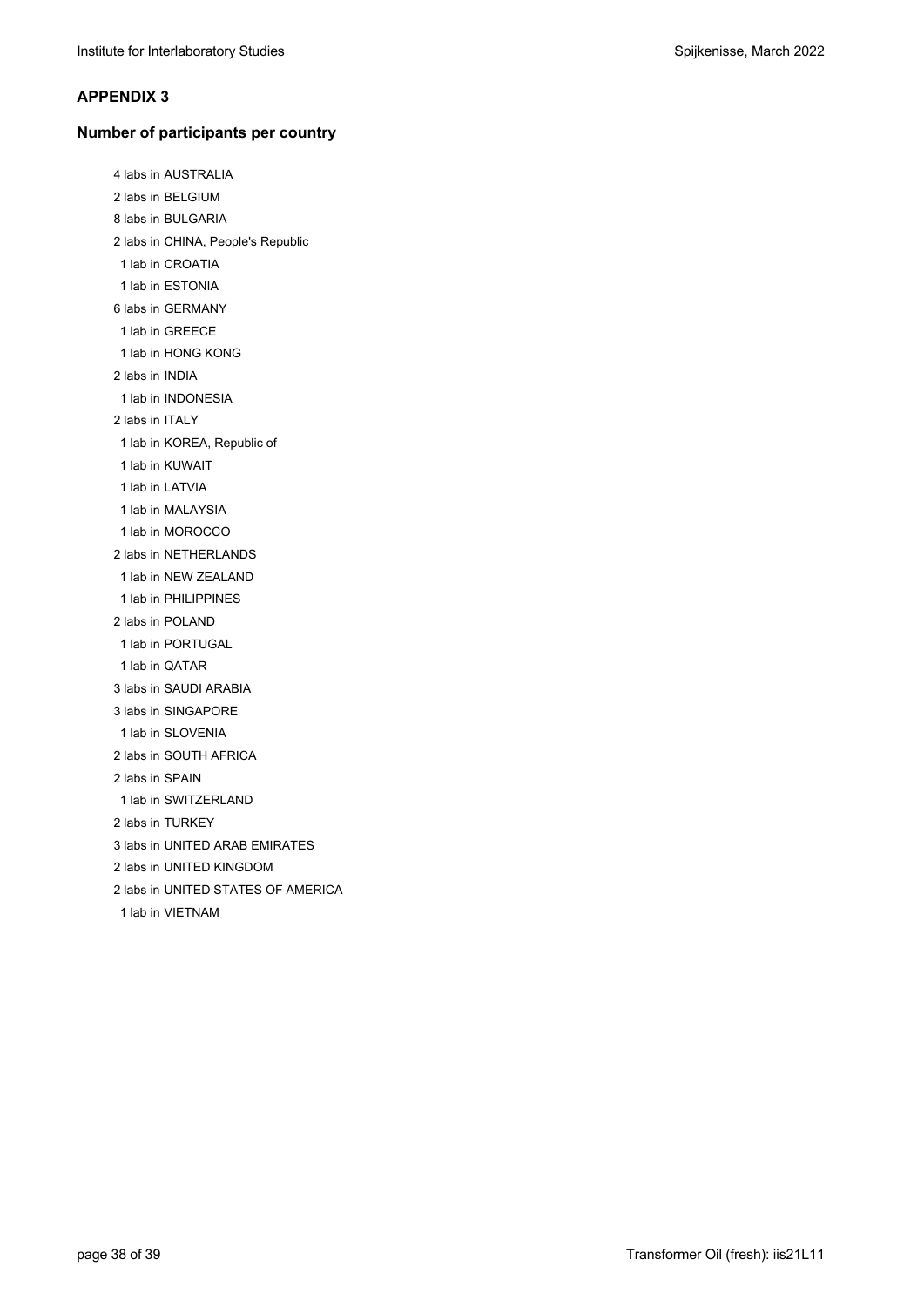## APPENDIX 3

### Number of participants per country

4 labs in AUSTRALIA
2 labs in BELGIUM
8 labs in BULGARIA
2 labs in CHINA, People's Republic
1 lab in CROATIA
1 lab in ESTONIA
6 labs in GERMANY
1 lab in GREECE
1 lab in HONG KONG
2 labs in INDIA
1 lab in INDONESIA
2 labs in ITALY
1 lab in KOREA, Republic of
1 lab in KUWAIT
1 lab in LATVIA
1 lab in MALAYSIA
1 lab in MOROCCO
2 labs in NETHERLANDS
1 lab in NEW ZEALAND
1 lab in PHILIPPINES
2 labs in POLAND
1 lab in PORTUGAL
1 lab in QATAR
3 labs in SAUDI ARABIA
3 labs in SINGAPORE
1 lab in SLOVENIA
2 labs in SOUTH AFRICA
2 labs in SPAIN
1 lab in SWITZERLAND
2 labs in TURKEY
3 labs in UNITED ARAB EMIRATES
2 labs in UNITED KINGDOM
2 labs in UNITED STATES OF AMERICA
1 lab in VIETNAM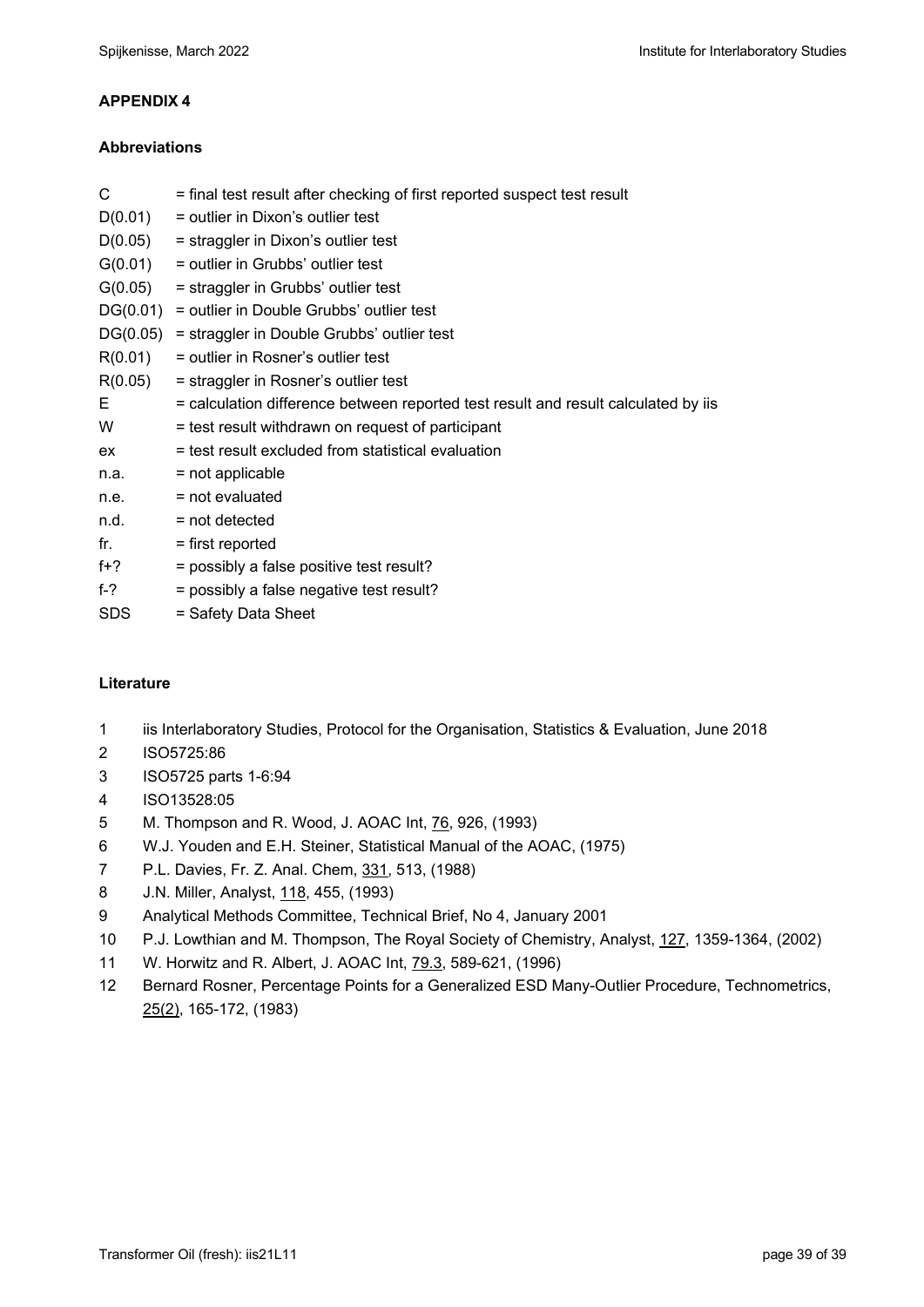## APPENDIX 4

### Abbreviations

| | |
|---|---|
| C | = final test result after checking of first reported suspect test result |
| D(0.01) | = outlier in Dixon's outlier test |
| D(0.05) | = straggler in Dixon's outlier test |
| G(0.01) | = outlier in Grubbs' outlier test |
| G(0.05) | = straggler in Grubbs' outlier test |
| DG(0.01) | = outlier in Double Grubbs' outlier test |
| DG(0.05) | = straggler in Double Grubbs' outlier test |
| R(0.01) | = outlier in Rosner's outlier test |
| R(0.05) | = straggler in Rosner's outlier test |
| E | = calculation difference between reported test result and result calculated by iis |
| W | = test result withdrawn on request of participant |
| ex | = test result excluded from statistical evaluation |
| n.a. | = not applicable |
| n.e. | = not evaluated |
| n.d. | = not detected |
| fr. | = first reported |
| f+? | = possibly a false positive test result? |
| f-? | = possibly a false negative test result? |
| SDS | = Safety Data Sheet |

### Literature

1. iis Interlaboratory Studies, Protocol for the Organisation, Statistics & Evaluation, June 2018
2. ISO5725:86
3. ISO5725 parts 1-6:94
4. ISO13528:05
5. M. Thompson and R. Wood, J. AOAC Int, 76, 926, (1993)
6. W.J. Youden and E.H. Steiner, Statistical Manual of the AOAC, (1975)
7. P.L. Davies, Fr. Z. Anal. Chem, 331, 513, (1988)
8. J.N. Miller, Analyst, 118, 455, (1993)
9. Analytical Methods Committee, Technical Brief, No 4, January 2001
10. P.J. Lowthian and M. Thompson, The Royal Society of Chemistry, Analyst, 127, 1359-1364, (2002)
11. W. Horwitz and R. Albert, J. AOAC Int, 79.3, 589-621, (1996)
12. Bernard Rosner, Percentage Points for a Generalized ESD Many-Outlier Procedure, Technometrics, 25(2), 165-172, (1983)